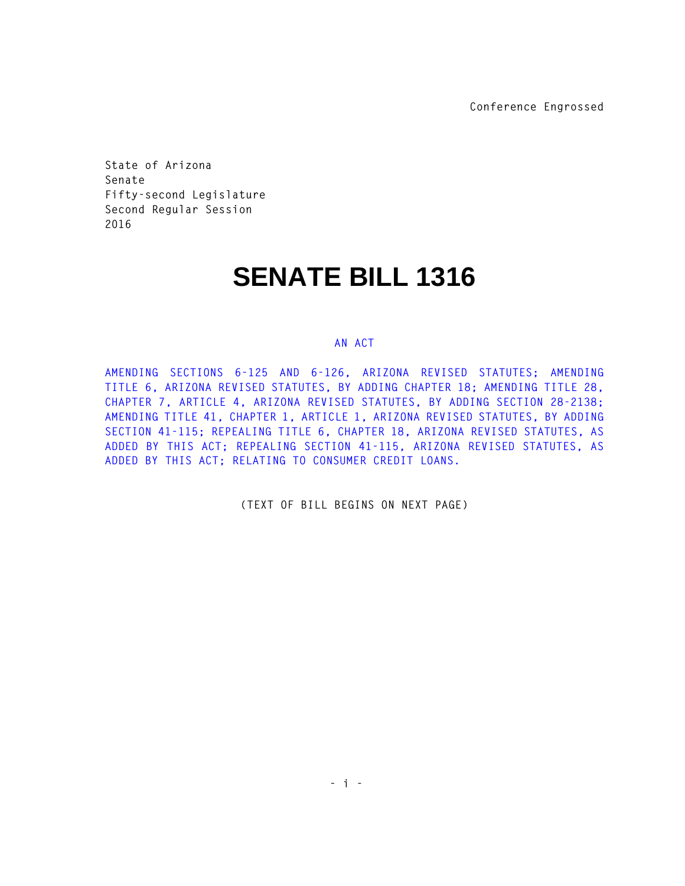Conference Engrossed

State of Arizona
Senate
Fifty-second Legislature
Second Regular Session
2016

# SENATE BILL 1316

AN ACT

AMENDING SECTIONS 6-125 AND 6-126, ARIZONA REVISED STATUTES; AMENDING TITLE 6, ARIZONA REVISED STATUTES, BY ADDING CHAPTER 18; AMENDING TITLE 28, CHAPTER 7, ARTICLE 4, ARIZONA REVISED STATUTES, BY ADDING SECTION 28-2138; AMENDING TITLE 41, CHAPTER 1, ARTICLE 1, ARIZONA REVISED STATUTES, BY ADDING SECTION 41-115; REPEALING TITLE 6, CHAPTER 18, ARIZONA REVISED STATUTES, AS ADDED BY THIS ACT; REPEALING SECTION 41-115, ARIZONA REVISED STATUTES, AS ADDED BY THIS ACT; RELATING TO CONSUMER CREDIT LOANS.

(TEXT OF BILL BEGINS ON NEXT PAGE)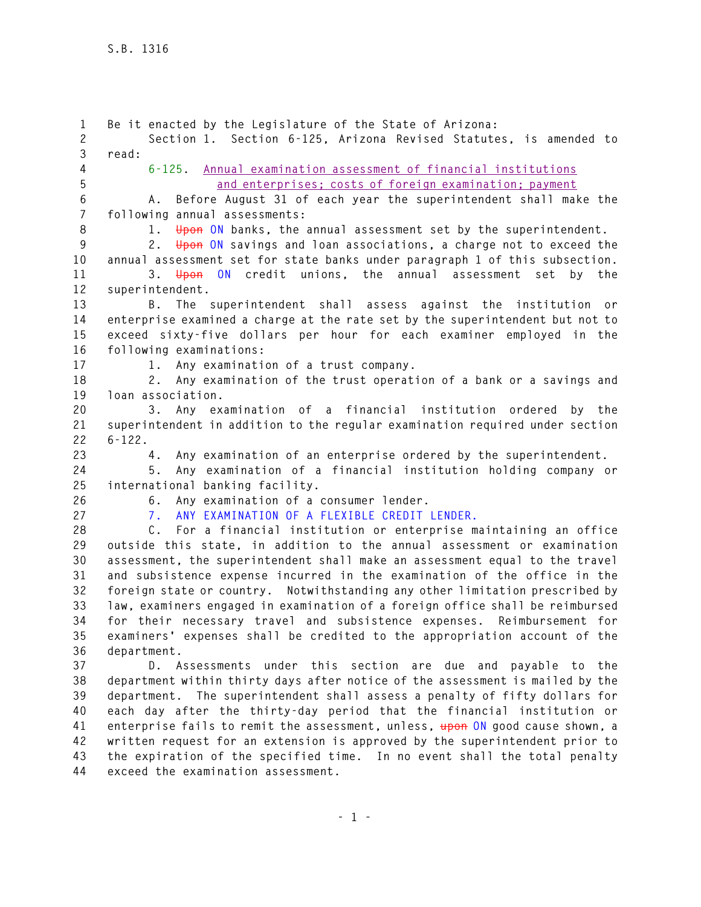Be it enacted by the Legislature of the State of Arizona:

Section 1. Section 6-125, Arizona Revised Statutes, is amended to read:

6-125. Annual examination assessment of financial institutions and enterprises; costs of foreign examination; payment

A. Before August 31 of each year the superintendent shall make the following annual assessments:

1. ~~Upon~~ ON banks, the annual assessment set by the superintendent.

2. ~~Upon~~ ON savings and loan associations, a charge not to exceed the annual assessment set for state banks under paragraph 1 of this subsection.

3. ~~Upon~~ ON credit unions, the annual assessment set by the superintendent.

B. The superintendent shall assess against the institution or enterprise examined a charge at the rate set by the superintendent but not to exceed sixty-five dollars per hour for each examiner employed in the following examinations:

1. Any examination of a trust company.

2. Any examination of the trust operation of a bank or a savings and loan association.

3. Any examination of a financial institution ordered by the superintendent in addition to the regular examination required under section 6-122.

4. Any examination of an enterprise ordered by the superintendent.

5. Any examination of a financial institution holding company or international banking facility.

6. Any examination of a consumer lender.

7. ANY EXAMINATION OF A FLEXIBLE CREDIT LENDER.

C. For a financial institution or enterprise maintaining an office outside this state, in addition to the annual assessment or examination assessment, the superintendent shall make an assessment equal to the travel and subsistence expense incurred in the examination of the office in the foreign state or country. Notwithstanding any other limitation prescribed by law, examiners engaged in examination of a foreign office shall be reimbursed for their necessary travel and subsistence expenses. Reimbursement for examiners' expenses shall be credited to the appropriation account of the department.

D. Assessments under this section are due and payable to the department within thirty days after notice of the assessment is mailed by the department. The superintendent shall assess a penalty of fifty dollars for each day after the thirty-day period that the financial institution or enterprise fails to remit the assessment, unless, ~~upon~~ ON good cause shown, a written request for an extension is approved by the superintendent prior to the expiration of the specified time. In no event shall the total penalty exceed the examination assessment.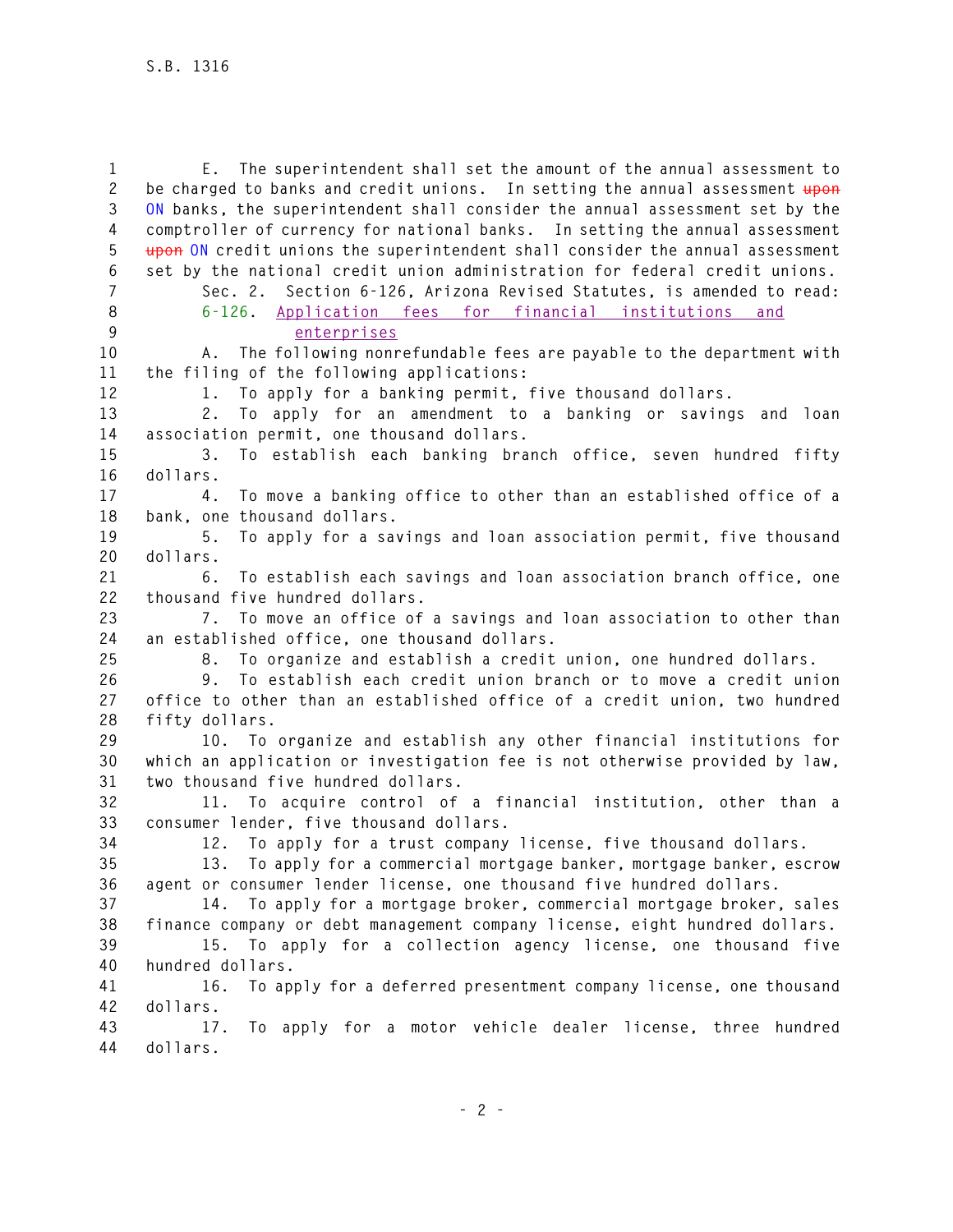E. The superintendent shall set the amount of the annual assessment to be charged to banks and credit unions. In setting the annual assessment ~~upon~~ ON banks, the superintendent shall consider the annual assessment set by the comptroller of currency for national banks. In setting the annual assessment ~~upon~~ ON credit unions the superintendent shall consider the annual assessment set by the national credit union administration for federal credit unions.

Sec. 2. Section 6-126, Arizona Revised Statutes, is amended to read:

6-126. Application fees for financial institutions and enterprises

A. The following nonrefundable fees are payable to the department with the filing of the following applications:

1. To apply for a banking permit, five thousand dollars.
2. To apply for an amendment to a banking or savings and loan association permit, one thousand dollars.
3. To establish each banking branch office, seven hundred fifty dollars.
4. To move a banking office to other than an established office of a bank, one thousand dollars.
5. To apply for a savings and loan association permit, five thousand dollars.
6. To establish each savings and loan association branch office, one thousand five hundred dollars.
7. To move an office of a savings and loan association to other than an established office, one thousand dollars.
8. To organize and establish a credit union, one hundred dollars.
9. To establish each credit union branch or to move a credit union office to other than an established office of a credit union, two hundred fifty dollars.
10. To organize and establish any other financial institutions for which an application or investigation fee is not otherwise provided by law, two thousand five hundred dollars.
11. To acquire control of a financial institution, other than a consumer lender, five thousand dollars.
12. To apply for a trust company license, five thousand dollars.
13. To apply for a commercial mortgage banker, mortgage banker, escrow agent or consumer lender license, one thousand five hundred dollars.
14. To apply for a mortgage broker, commercial mortgage broker, sales finance company or debt management company license, eight hundred dollars.
15. To apply for a collection agency license, one thousand five hundred dollars.
16. To apply for a deferred presentment company license, one thousand dollars.
17. To apply for a motor vehicle dealer license, three hundred dollars.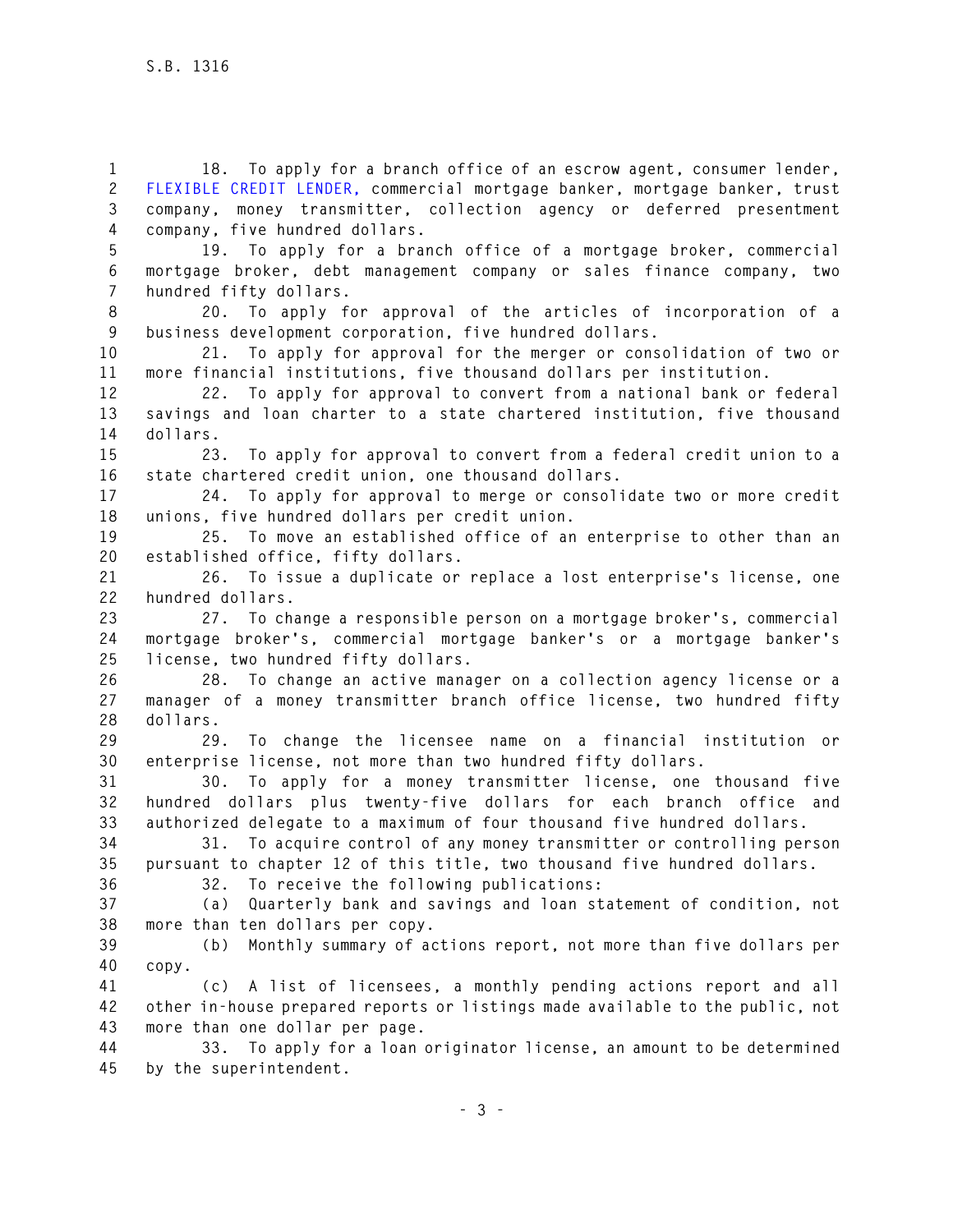18. To apply for a branch office of an escrow agent, consumer lender, FLEXIBLE CREDIT LENDER, commercial mortgage banker, mortgage banker, trust company, money transmitter, collection agency or deferred presentment company, five hundred dollars.

19. To apply for a branch office of a mortgage broker, commercial mortgage broker, debt management company or sales finance company, two hundred fifty dollars.

20. To apply for approval of the articles of incorporation of a business development corporation, five hundred dollars.

21. To apply for approval for the merger or consolidation of two or more financial institutions, five thousand dollars per institution.

22. To apply for approval to convert from a national bank or federal savings and loan charter to a state chartered institution, five thousand dollars.

23. To apply for approval to convert from a federal credit union to a state chartered credit union, one thousand dollars.

24. To apply for approval to merge or consolidate two or more credit unions, five hundred dollars per credit union.

25. To move an established office of an enterprise to other than an established office, fifty dollars.

26. To issue a duplicate or replace a lost enterprise's license, one hundred dollars.

27. To change a responsible person on a mortgage broker's, commercial mortgage broker's, commercial mortgage banker's or a mortgage banker's license, two hundred fifty dollars.

28. To change an active manager on a collection agency license or a manager of a money transmitter branch office license, two hundred fifty dollars.

29. To change the licensee name on a financial institution or enterprise license, not more than two hundred fifty dollars.

30. To apply for a money transmitter license, one thousand five hundred dollars plus twenty-five dollars for each branch office and authorized delegate to a maximum of four thousand five hundred dollars.

31. To acquire control of any money transmitter or controlling person pursuant to chapter 12 of this title, two thousand five hundred dollars.

32. To receive the following publications:

(a) Quarterly bank and savings and loan statement of condition, not more than ten dollars per copy.

(b) Monthly summary of actions report, not more than five dollars per copy.

(c) A list of licensees, a monthly pending actions report and all other in-house prepared reports or listings made available to the public, not more than one dollar per page.

33. To apply for a loan originator license, an amount to be determined by the superintendent.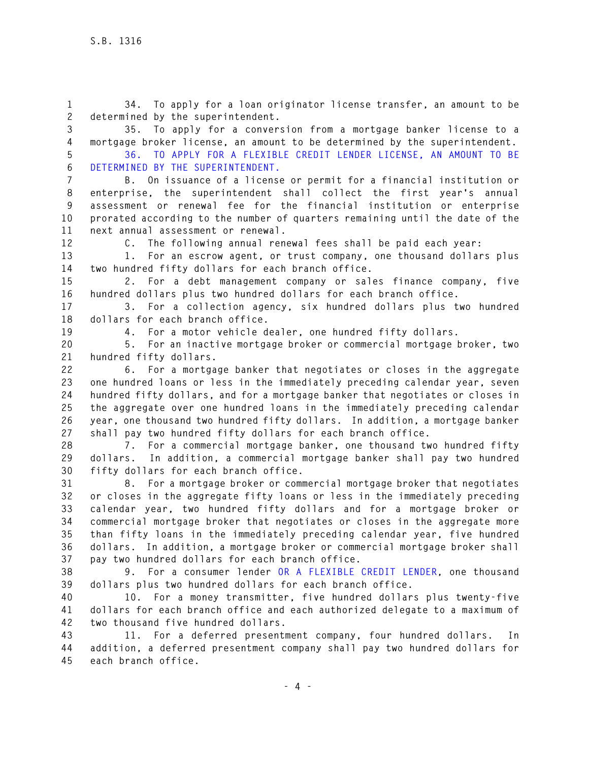34. To apply for a loan originator license transfer, an amount to be determined by the superintendent.

35. To apply for a conversion from a mortgage banker license to a mortgage broker license, an amount to be determined by the superintendent.

36. TO APPLY FOR A FLEXIBLE CREDIT LENDER LICENSE, AN AMOUNT TO BE DETERMINED BY THE SUPERINTENDENT.

B. On issuance of a license or permit for a financial institution or enterprise, the superintendent shall collect the first year's annual assessment or renewal fee for the financial institution or enterprise prorated according to the number of quarters remaining until the date of the next annual assessment or renewal.

C. The following annual renewal fees shall be paid each year:

1. For an escrow agent, or trust company, one thousand dollars plus two hundred fifty dollars for each branch office.

2. For a debt management company or sales finance company, five hundred dollars plus two hundred dollars for each branch office.

3. For a collection agency, six hundred dollars plus two hundred dollars for each branch office.

4. For a motor vehicle dealer, one hundred fifty dollars.

5. For an inactive mortgage broker or commercial mortgage broker, two hundred fifty dollars.

6. For a mortgage banker that negotiates or closes in the aggregate one hundred loans or less in the immediately preceding calendar year, seven hundred fifty dollars, and for a mortgage banker that negotiates or closes in the aggregate over one hundred loans in the immediately preceding calendar year, one thousand two hundred fifty dollars. In addition, a mortgage banker shall pay two hundred fifty dollars for each branch office.

7. For a commercial mortgage banker, one thousand two hundred fifty dollars. In addition, a commercial mortgage banker shall pay two hundred fifty dollars for each branch office.

8. For a mortgage broker or commercial mortgage broker that negotiates or closes in the aggregate fifty loans or less in the immediately preceding calendar year, two hundred fifty dollars and for a mortgage broker or commercial mortgage broker that negotiates or closes in the aggregate more than fifty loans in the immediately preceding calendar year, five hundred dollars. In addition, a mortgage broker or commercial mortgage broker shall pay two hundred dollars for each branch office.

9. For a consumer lender OR A FLEXIBLE CREDIT LENDER, one thousand dollars plus two hundred dollars for each branch office.

10. For a money transmitter, five hundred dollars plus twenty-five dollars for each branch office and each authorized delegate to a maximum of two thousand five hundred dollars.

11. For a deferred presentment company, four hundred dollars. In addition, a deferred presentment company shall pay two hundred dollars for each branch office.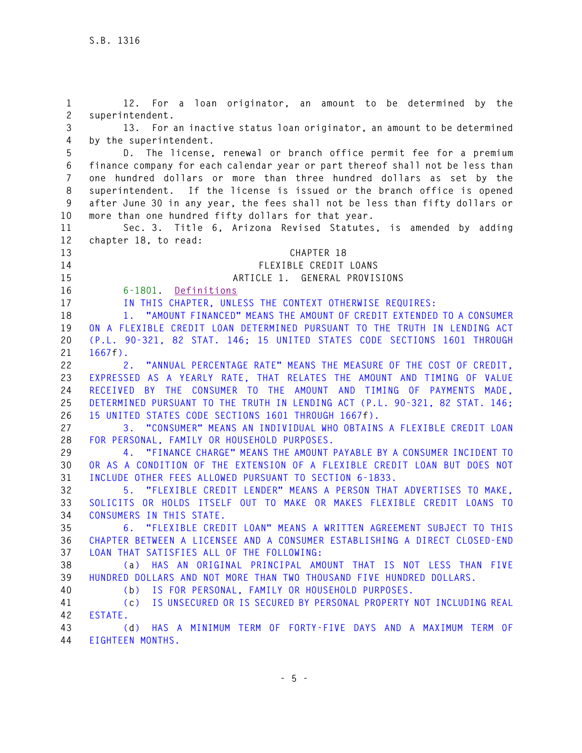12. For a loan originator, an amount to be determined by the superintendent.

13. For an inactive status loan originator, an amount to be determined by the superintendent.

D. The license, renewal or branch office permit fee for a premium finance company for each calendar year or part thereof shall not be less than one hundred dollars or more than three hundred dollars as set by the superintendent. If the license is issued or the branch office is opened after June 30 in any year, the fees shall not be less than fifty dollars or more than one hundred fifty dollars for that year.

Sec. 3. Title 6, Arizona Revised Statutes, is amended by adding chapter 18, to read:

# CHAPTER 18
# FLEXIBLE CREDIT LOANS
## ARTICLE 1. GENERAL PROVISIONS

6-1801. Definitions

IN THIS CHAPTER, UNLESS THE CONTEXT OTHERWISE REQUIRES:

1. "AMOUNT FINANCED" MEANS THE AMOUNT OF CREDIT EXTENDED TO A CONSUMER ON A FLEXIBLE CREDIT LOAN DETERMINED PURSUANT TO THE TRUTH IN LENDING ACT (P.L. 90-321, 82 STAT. 146; 15 UNITED STATES CODE SECTIONS 1601 THROUGH 1667f).

2. "ANNUAL PERCENTAGE RATE" MEANS THE MEASURE OF THE COST OF CREDIT, EXPRESSED AS A YEARLY RATE, THAT RELATES THE AMOUNT AND TIMING OF VALUE RECEIVED BY THE CONSUMER TO THE AMOUNT AND TIMING OF PAYMENTS MADE, DETERMINED PURSUANT TO THE TRUTH IN LENDING ACT (P.L. 90-321, 82 STAT. 146; 15 UNITED STATES CODE SECTIONS 1601 THROUGH 1667f).

3. "CONSUMER" MEANS AN INDIVIDUAL WHO OBTAINS A FLEXIBLE CREDIT LOAN FOR PERSONAL, FAMILY OR HOUSEHOLD PURPOSES.

4. "FINANCE CHARGE" MEANS THE AMOUNT PAYABLE BY A CONSUMER INCIDENT TO OR AS A CONDITION OF THE EXTENSION OF A FLEXIBLE CREDIT LOAN BUT DOES NOT INCLUDE OTHER FEES ALLOWED PURSUANT TO SECTION 6-1833.

5. "FLEXIBLE CREDIT LENDER" MEANS A PERSON THAT ADVERTISES TO MAKE, SOLICITS OR HOLDS ITSELF OUT TO MAKE OR MAKES FLEXIBLE CREDIT LOANS TO CONSUMERS IN THIS STATE.

6. "FLEXIBLE CREDIT LOAN" MEANS A WRITTEN AGREEMENT SUBJECT TO THIS CHAPTER BETWEEN A LICENSEE AND A CONSUMER ESTABLISHING A DIRECT CLOSED-END LOAN THAT SATISFIES ALL OF THE FOLLOWING:

(a) HAS AN ORIGINAL PRINCIPAL AMOUNT THAT IS NOT LESS THAN FIVE HUNDRED DOLLARS AND NOT MORE THAN TWO THOUSAND FIVE HUNDRED DOLLARS.

(b) IS FOR PERSONAL, FAMILY OR HOUSEHOLD PURPOSES.

(c) IS UNSECURED OR IS SECURED BY PERSONAL PROPERTY NOT INCLUDING REAL ESTATE.

(d) HAS A MINIMUM TERM OF FORTY-FIVE DAYS AND A MAXIMUM TERM OF EIGHTEEN MONTHS.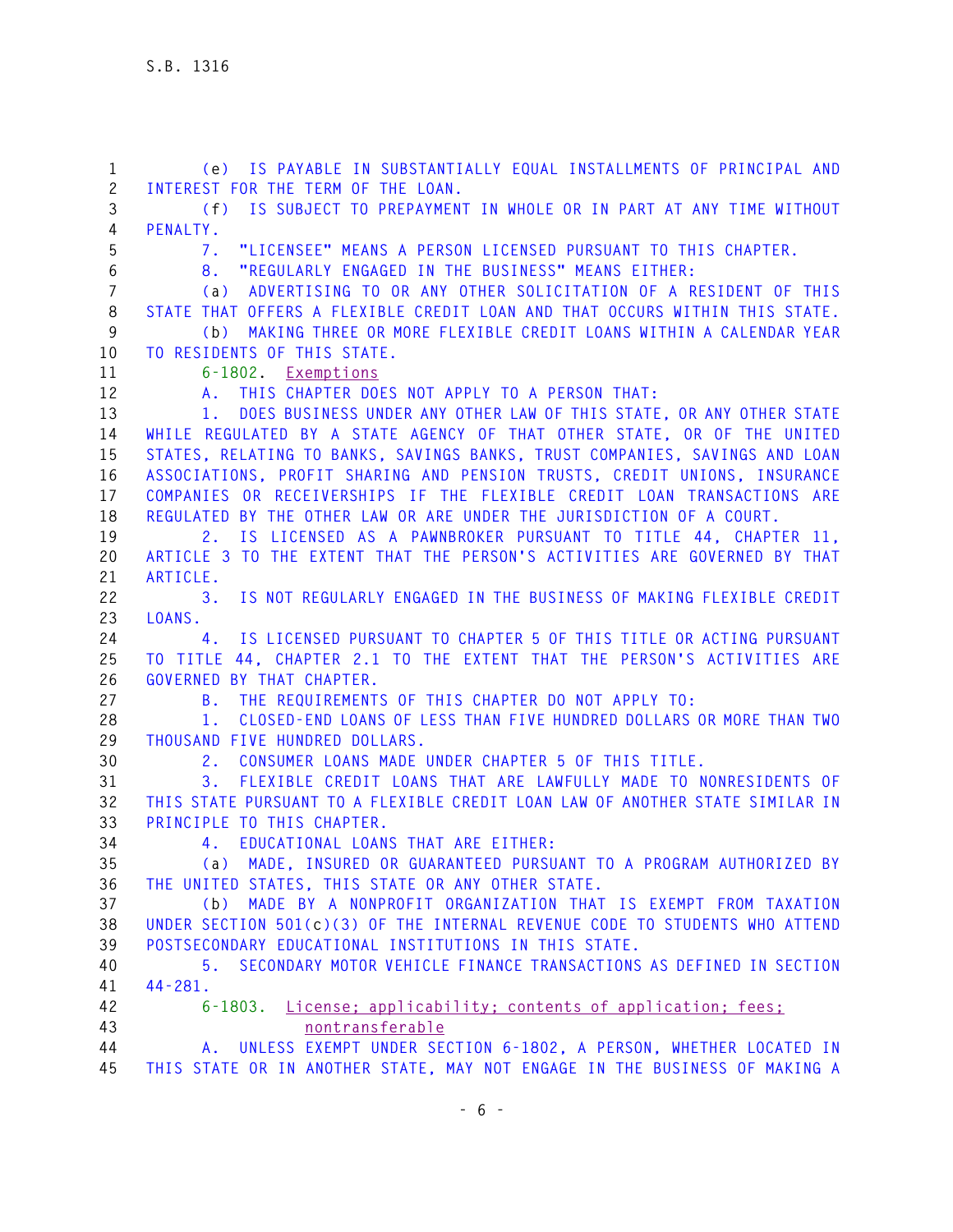(e) IS PAYABLE IN SUBSTANTIALLY EQUAL INSTALLMENTS OF PRINCIPAL AND INTEREST FOR THE TERM OF THE LOAN.

(f) IS SUBJECT TO PREPAYMENT IN WHOLE OR IN PART AT ANY TIME WITHOUT PENALTY.

7. "LICENSEE" MEANS A PERSON LICENSED PURSUANT TO THIS CHAPTER.

8. "REGULARLY ENGAGED IN THE BUSINESS" MEANS EITHER:

(a) ADVERTISING TO OR ANY OTHER SOLICITATION OF A RESIDENT OF THIS STATE THAT OFFERS A FLEXIBLE CREDIT LOAN AND THAT OCCURS WITHIN THIS STATE.

(b) MAKING THREE OR MORE FLEXIBLE CREDIT LOANS WITHIN A CALENDAR YEAR TO RESIDENTS OF THIS STATE.

6-1802. Exemptions

A. THIS CHAPTER DOES NOT APPLY TO A PERSON THAT:

1. DOES BUSINESS UNDER ANY OTHER LAW OF THIS STATE, OR ANY OTHER STATE WHILE REGULATED BY A STATE AGENCY OF THAT OTHER STATE, OR OF THE UNITED STATES, RELATING TO BANKS, SAVINGS BANKS, TRUST COMPANIES, SAVINGS AND LOAN ASSOCIATIONS, PROFIT SHARING AND PENSION TRUSTS, CREDIT UNIONS, INSURANCE COMPANIES OR RECEIVERSHIPS IF THE FLEXIBLE CREDIT LOAN TRANSACTIONS ARE REGULATED BY THE OTHER LAW OR ARE UNDER THE JURISDICTION OF A COURT.

2. IS LICENSED AS A PAWNBROKER PURSUANT TO TITLE 44, CHAPTER 11, ARTICLE 3 TO THE EXTENT THAT THE PERSON'S ACTIVITIES ARE GOVERNED BY THAT ARTICLE.

3. IS NOT REGULARLY ENGAGED IN THE BUSINESS OF MAKING FLEXIBLE CREDIT LOANS.

4. IS LICENSED PURSUANT TO CHAPTER 5 OF THIS TITLE OR ACTING PURSUANT TO TITLE 44, CHAPTER 2.1 TO THE EXTENT THAT THE PERSON'S ACTIVITIES ARE GOVERNED BY THAT CHAPTER.

B. THE REQUIREMENTS OF THIS CHAPTER DO NOT APPLY TO:

1. CLOSED-END LOANS OF LESS THAN FIVE HUNDRED DOLLARS OR MORE THAN TWO THOUSAND FIVE HUNDRED DOLLARS.

2. CONSUMER LOANS MADE UNDER CHAPTER 5 OF THIS TITLE.

3. FLEXIBLE CREDIT LOANS THAT ARE LAWFULLY MADE TO NONRESIDENTS OF THIS STATE PURSUANT TO A FLEXIBLE CREDIT LOAN LAW OF ANOTHER STATE SIMILAR IN PRINCIPLE TO THIS CHAPTER.

4. EDUCATIONAL LOANS THAT ARE EITHER:

(a) MADE, INSURED OR GUARANTEED PURSUANT TO A PROGRAM AUTHORIZED BY THE UNITED STATES, THIS STATE OR ANY OTHER STATE.

(b) MADE BY A NONPROFIT ORGANIZATION THAT IS EXEMPT FROM TAXATION UNDER SECTION 501(c)(3) OF THE INTERNAL REVENUE CODE TO STUDENTS WHO ATTEND POSTSECONDARY EDUCATIONAL INSTITUTIONS IN THIS STATE.

5. SECONDARY MOTOR VEHICLE FINANCE TRANSACTIONS AS DEFINED IN SECTION 44-281.

6-1803. License; applicability; contents of application; fees; nontransferable

A. UNLESS EXEMPT UNDER SECTION 6-1802, A PERSON, WHETHER LOCATED IN THIS STATE OR IN ANOTHER STATE, MAY NOT ENGAGE IN THE BUSINESS OF MAKING A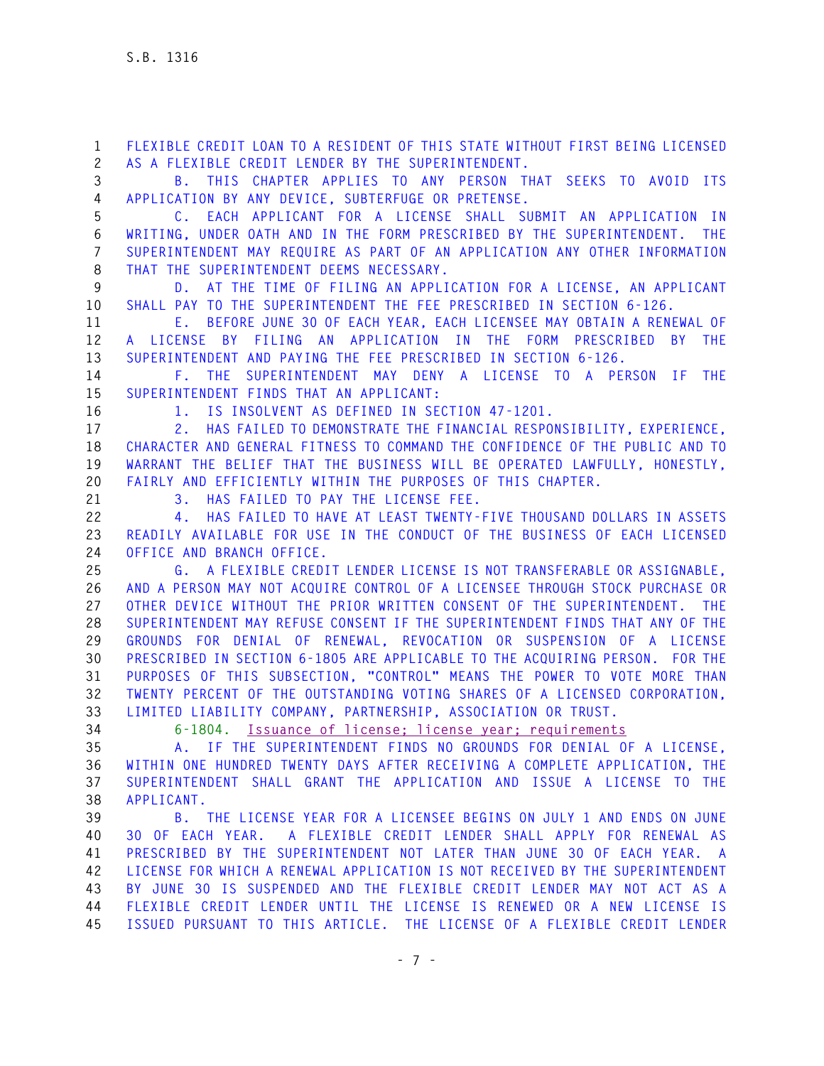FLEXIBLE CREDIT LOAN TO A RESIDENT OF THIS STATE WITHOUT FIRST BEING LICENSED AS A FLEXIBLE CREDIT LENDER BY THE SUPERINTENDENT.

B. THIS CHAPTER APPLIES TO ANY PERSON THAT SEEKS TO AVOID ITS APPLICATION BY ANY DEVICE, SUBTERFUGE OR PRETENSE.

C. EACH APPLICANT FOR A LICENSE SHALL SUBMIT AN APPLICATION IN WRITING, UNDER OATH AND IN THE FORM PRESCRIBED BY THE SUPERINTENDENT. THE SUPERINTENDENT MAY REQUIRE AS PART OF AN APPLICATION ANY OTHER INFORMATION THAT THE SUPERINTENDENT DEEMS NECESSARY.

D. AT THE TIME OF FILING AN APPLICATION FOR A LICENSE, AN APPLICANT SHALL PAY TO THE SUPERINTENDENT THE FEE PRESCRIBED IN SECTION 6-126.

E. BEFORE JUNE 30 OF EACH YEAR, EACH LICENSEE MAY OBTAIN A RENEWAL OF A LICENSE BY FILING AN APPLICATION IN THE FORM PRESCRIBED BY THE SUPERINTENDENT AND PAYING THE FEE PRESCRIBED IN SECTION 6-126.

F. THE SUPERINTENDENT MAY DENY A LICENSE TO A PERSON IF THE SUPERINTENDENT FINDS THAT AN APPLICANT:

1. IS INSOLVENT AS DEFINED IN SECTION 47-1201.

2. HAS FAILED TO DEMONSTRATE THE FINANCIAL RESPONSIBILITY, EXPERIENCE, CHARACTER AND GENERAL FITNESS TO COMMAND THE CONFIDENCE OF THE PUBLIC AND TO WARRANT THE BELIEF THAT THE BUSINESS WILL BE OPERATED LAWFULLY, HONESTLY, FAIRLY AND EFFICIENTLY WITHIN THE PURPOSES OF THIS CHAPTER.

3. HAS FAILED TO PAY THE LICENSE FEE.

4. HAS FAILED TO HAVE AT LEAST TWENTY-FIVE THOUSAND DOLLARS IN ASSETS READILY AVAILABLE FOR USE IN THE CONDUCT OF THE BUSINESS OF EACH LICENSED OFFICE AND BRANCH OFFICE.

G. A FLEXIBLE CREDIT LENDER LICENSE IS NOT TRANSFERABLE OR ASSIGNABLE, AND A PERSON MAY NOT ACQUIRE CONTROL OF A LICENSEE THROUGH STOCK PURCHASE OR OTHER DEVICE WITHOUT THE PRIOR WRITTEN CONSENT OF THE SUPERINTENDENT. THE SUPERINTENDENT MAY REFUSE CONSENT IF THE SUPERINTENDENT FINDS THAT ANY OF THE GROUNDS FOR DENIAL OF RENEWAL, REVOCATION OR SUSPENSION OF A LICENSE PRESCRIBED IN SECTION 6-1805 ARE APPLICABLE TO THE ACQUIRING PERSON. FOR THE PURPOSES OF THIS SUBSECTION, "CONTROL" MEANS THE POWER TO VOTE MORE THAN TWENTY PERCENT OF THE OUTSTANDING VOTING SHARES OF A LICENSED CORPORATION, LIMITED LIABILITY COMPANY, PARTNERSHIP, ASSOCIATION OR TRUST.

6-1804. Issuance of license; license year; requirements

A. IF THE SUPERINTENDENT FINDS NO GROUNDS FOR DENIAL OF A LICENSE, WITHIN ONE HUNDRED TWENTY DAYS AFTER RECEIVING A COMPLETE APPLICATION, THE SUPERINTENDENT SHALL GRANT THE APPLICATION AND ISSUE A LICENSE TO THE APPLICANT.

B. THE LICENSE YEAR FOR A LICENSEE BEGINS ON JULY 1 AND ENDS ON JUNE 30 OF EACH YEAR. A FLEXIBLE CREDIT LENDER SHALL APPLY FOR RENEWAL AS PRESCRIBED BY THE SUPERINTENDENT NOT LATER THAN JUNE 30 OF EACH YEAR. A LICENSE FOR WHICH A RENEWAL APPLICATION IS NOT RECEIVED BY THE SUPERINTENDENT BY JUNE 30 IS SUSPENDED AND THE FLEXIBLE CREDIT LENDER MAY NOT ACT AS A FLEXIBLE CREDIT LENDER UNTIL THE LICENSE IS RENEWED OR A NEW LICENSE IS ISSUED PURSUANT TO THIS ARTICLE. THE LICENSE OF A FLEXIBLE CREDIT LENDER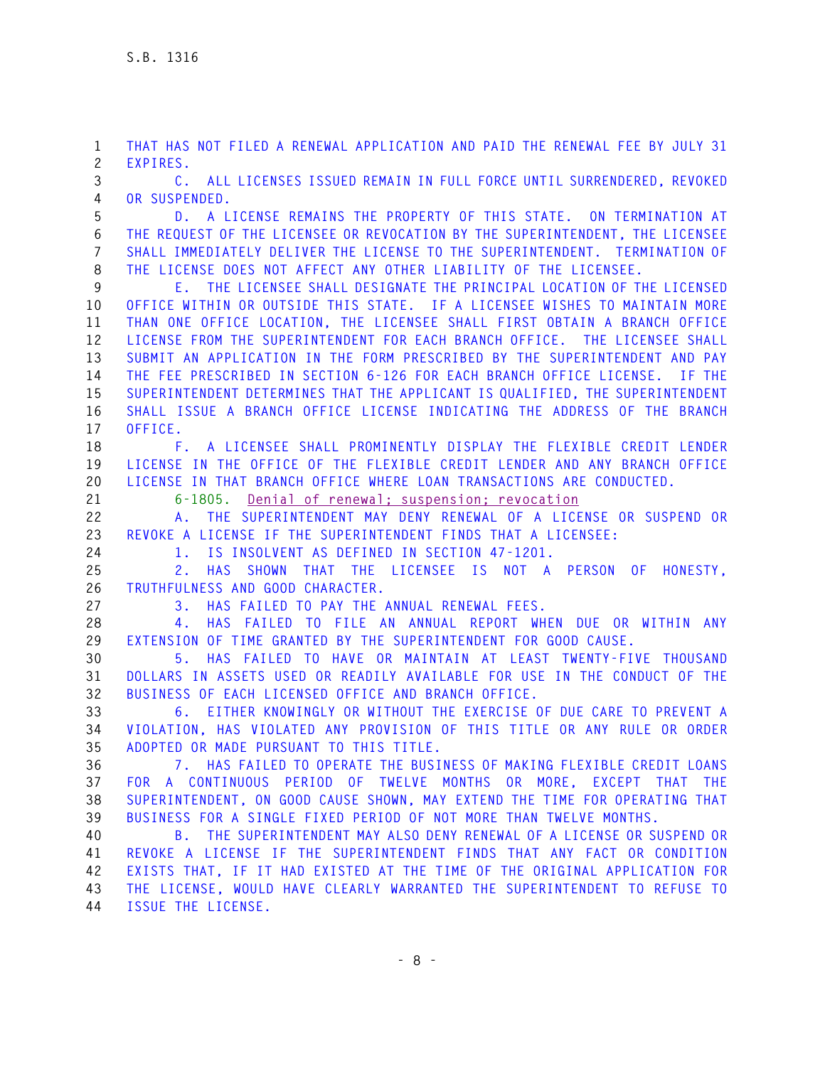THAT HAS NOT FILED A RENEWAL APPLICATION AND PAID THE RENEWAL FEE BY JULY 31 EXPIRES.

C. ALL LICENSES ISSUED REMAIN IN FULL FORCE UNTIL SURRENDERED, REVOKED OR SUSPENDED.

D. A LICENSE REMAINS THE PROPERTY OF THIS STATE. ON TERMINATION AT THE REQUEST OF THE LICENSEE OR REVOCATION BY THE SUPERINTENDENT, THE LICENSEE SHALL IMMEDIATELY DELIVER THE LICENSE TO THE SUPERINTENDENT. TERMINATION OF THE LICENSE DOES NOT AFFECT ANY OTHER LIABILITY OF THE LICENSEE.

E. THE LICENSEE SHALL DESIGNATE THE PRINCIPAL LOCATION OF THE LICENSED OFFICE WITHIN OR OUTSIDE THIS STATE. IF A LICENSEE WISHES TO MAINTAIN MORE THAN ONE OFFICE LOCATION, THE LICENSEE SHALL FIRST OBTAIN A BRANCH OFFICE LICENSE FROM THE SUPERINTENDENT FOR EACH BRANCH OFFICE. THE LICENSEE SHALL SUBMIT AN APPLICATION IN THE FORM PRESCRIBED BY THE SUPERINTENDENT AND PAY THE FEE PRESCRIBED IN SECTION 6-126 FOR EACH BRANCH OFFICE LICENSE. IF THE SUPERINTENDENT DETERMINES THAT THE APPLICANT IS QUALIFIED, THE SUPERINTENDENT SHALL ISSUE A BRANCH OFFICE LICENSE INDICATING THE ADDRESS OF THE BRANCH OFFICE.

F. A LICENSEE SHALL PROMINENTLY DISPLAY THE FLEXIBLE CREDIT LENDER LICENSE IN THE OFFICE OF THE FLEXIBLE CREDIT LENDER AND ANY BRANCH OFFICE LICENSE IN THAT BRANCH OFFICE WHERE LOAN TRANSACTIONS ARE CONDUCTED.

6-1805. Denial of renewal; suspension; revocation

A. THE SUPERINTENDENT MAY DENY RENEWAL OF A LICENSE OR SUSPEND OR REVOKE A LICENSE IF THE SUPERINTENDENT FINDS THAT A LICENSEE:

1. IS INSOLVENT AS DEFINED IN SECTION 47-1201.

2. HAS SHOWN THAT THE LICENSEE IS NOT A PERSON OF HONESTY, TRUTHFULNESS AND GOOD CHARACTER.

3. HAS FAILED TO PAY THE ANNUAL RENEWAL FEES.

4. HAS FAILED TO FILE AN ANNUAL REPORT WHEN DUE OR WITHIN ANY EXTENSION OF TIME GRANTED BY THE SUPERINTENDENT FOR GOOD CAUSE.

5. HAS FAILED TO HAVE OR MAINTAIN AT LEAST TWENTY-FIVE THOUSAND DOLLARS IN ASSETS USED OR READILY AVAILABLE FOR USE IN THE CONDUCT OF THE BUSINESS OF EACH LICENSED OFFICE AND BRANCH OFFICE.

6. EITHER KNOWINGLY OR WITHOUT THE EXERCISE OF DUE CARE TO PREVENT A VIOLATION, HAS VIOLATED ANY PROVISION OF THIS TITLE OR ANY RULE OR ORDER ADOPTED OR MADE PURSUANT TO THIS TITLE.

7. HAS FAILED TO OPERATE THE BUSINESS OF MAKING FLEXIBLE CREDIT LOANS FOR A CONTINUOUS PERIOD OF TWELVE MONTHS OR MORE, EXCEPT THAT THE SUPERINTENDENT, ON GOOD CAUSE SHOWN, MAY EXTEND THE TIME FOR OPERATING THAT BUSINESS FOR A SINGLE FIXED PERIOD OF NOT MORE THAN TWELVE MONTHS.

B. THE SUPERINTENDENT MAY ALSO DENY RENEWAL OF A LICENSE OR SUSPEND OR REVOKE A LICENSE IF THE SUPERINTENDENT FINDS THAT ANY FACT OR CONDITION EXISTS THAT, IF IT HAD EXISTED AT THE TIME OF THE ORIGINAL APPLICATION FOR THE LICENSE, WOULD HAVE CLEARLY WARRANTED THE SUPERINTENDENT TO REFUSE TO ISSUE THE LICENSE.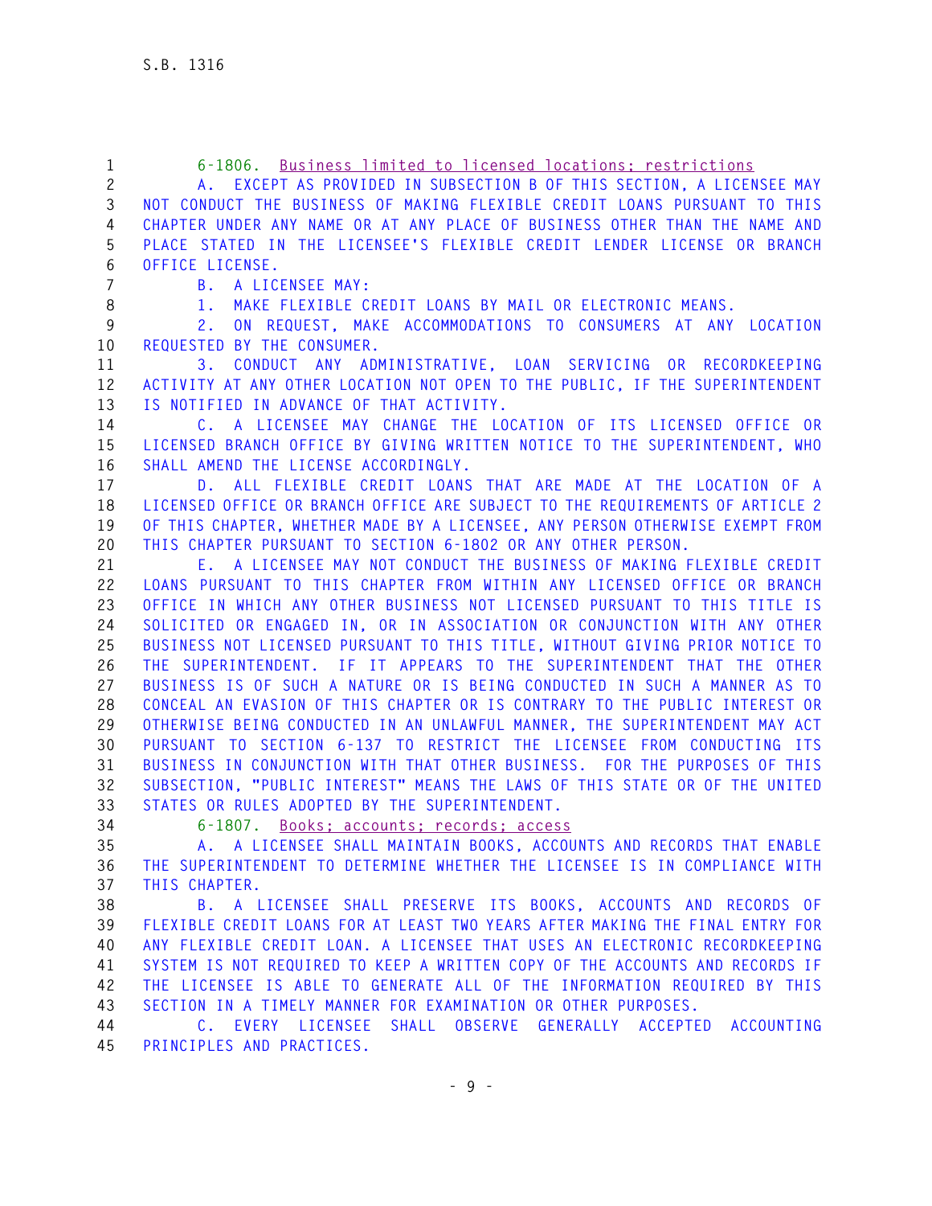6-1806. Business limited to licensed locations; restrictions

A. EXCEPT AS PROVIDED IN SUBSECTION B OF THIS SECTION, A LICENSEE MAY NOT CONDUCT THE BUSINESS OF MAKING FLEXIBLE CREDIT LOANS PURSUANT TO THIS CHAPTER UNDER ANY NAME OR AT ANY PLACE OF BUSINESS OTHER THAN THE NAME AND PLACE STATED IN THE LICENSEE'S FLEXIBLE CREDIT LENDER LICENSE OR BRANCH OFFICE LICENSE.

B. A LICENSEE MAY:

1. MAKE FLEXIBLE CREDIT LOANS BY MAIL OR ELECTRONIC MEANS.

2. ON REQUEST, MAKE ACCOMMODATIONS TO CONSUMERS AT ANY LOCATION REQUESTED BY THE CONSUMER.

3. CONDUCT ANY ADMINISTRATIVE, LOAN SERVICING OR RECORDKEEPING ACTIVITY AT ANY OTHER LOCATION NOT OPEN TO THE PUBLIC, IF THE SUPERINTENDENT IS NOTIFIED IN ADVANCE OF THAT ACTIVITY.

C. A LICENSEE MAY CHANGE THE LOCATION OF ITS LICENSED OFFICE OR LICENSED BRANCH OFFICE BY GIVING WRITTEN NOTICE TO THE SUPERINTENDENT, WHO SHALL AMEND THE LICENSE ACCORDINGLY.

D. ALL FLEXIBLE CREDIT LOANS THAT ARE MADE AT THE LOCATION OF A LICENSED OFFICE OR BRANCH OFFICE ARE SUBJECT TO THE REQUIREMENTS OF ARTICLE 2 OF THIS CHAPTER, WHETHER MADE BY A LICENSEE, ANY PERSON OTHERWISE EXEMPT FROM THIS CHAPTER PURSUANT TO SECTION 6-1802 OR ANY OTHER PERSON.

E. A LICENSEE MAY NOT CONDUCT THE BUSINESS OF MAKING FLEXIBLE CREDIT LOANS PURSUANT TO THIS CHAPTER FROM WITHIN ANY LICENSED OFFICE OR BRANCH OFFICE IN WHICH ANY OTHER BUSINESS NOT LICENSED PURSUANT TO THIS TITLE IS SOLICITED OR ENGAGED IN, OR IN ASSOCIATION OR CONJUNCTION WITH ANY OTHER BUSINESS NOT LICENSED PURSUANT TO THIS TITLE, WITHOUT GIVING PRIOR NOTICE TO THE SUPERINTENDENT. IF IT APPEARS TO THE SUPERINTENDENT THAT THE OTHER BUSINESS IS OF SUCH A NATURE OR IS BEING CONDUCTED IN SUCH A MANNER AS TO CONCEAL AN EVASION OF THIS CHAPTER OR IS CONTRARY TO THE PUBLIC INTEREST OR OTHERWISE BEING CONDUCTED IN AN UNLAWFUL MANNER, THE SUPERINTENDENT MAY ACT PURSUANT TO SECTION 6-137 TO RESTRICT THE LICENSEE FROM CONDUCTING ITS BUSINESS IN CONJUNCTION WITH THAT OTHER BUSINESS. FOR THE PURPOSES OF THIS SUBSECTION, "PUBLIC INTEREST" MEANS THE LAWS OF THIS STATE OR OF THE UNITED STATES OR RULES ADOPTED BY THE SUPERINTENDENT.

6-1807. Books; accounts; records; access

A. A LICENSEE SHALL MAINTAIN BOOKS, ACCOUNTS AND RECORDS THAT ENABLE THE SUPERINTENDENT TO DETERMINE WHETHER THE LICENSEE IS IN COMPLIANCE WITH THIS CHAPTER.

B. A LICENSEE SHALL PRESERVE ITS BOOKS, ACCOUNTS AND RECORDS OF FLEXIBLE CREDIT LOANS FOR AT LEAST TWO YEARS AFTER MAKING THE FINAL ENTRY FOR ANY FLEXIBLE CREDIT LOAN. A LICENSEE THAT USES AN ELECTRONIC RECORDKEEPING SYSTEM IS NOT REQUIRED TO KEEP A WRITTEN COPY OF THE ACCOUNTS AND RECORDS IF THE LICENSEE IS ABLE TO GENERATE ALL OF THE INFORMATION REQUIRED BY THIS SECTION IN A TIMELY MANNER FOR EXAMINATION OR OTHER PURPOSES.

C. EVERY LICENSEE SHALL OBSERVE GENERALLY ACCEPTED ACCOUNTING PRINCIPLES AND PRACTICES.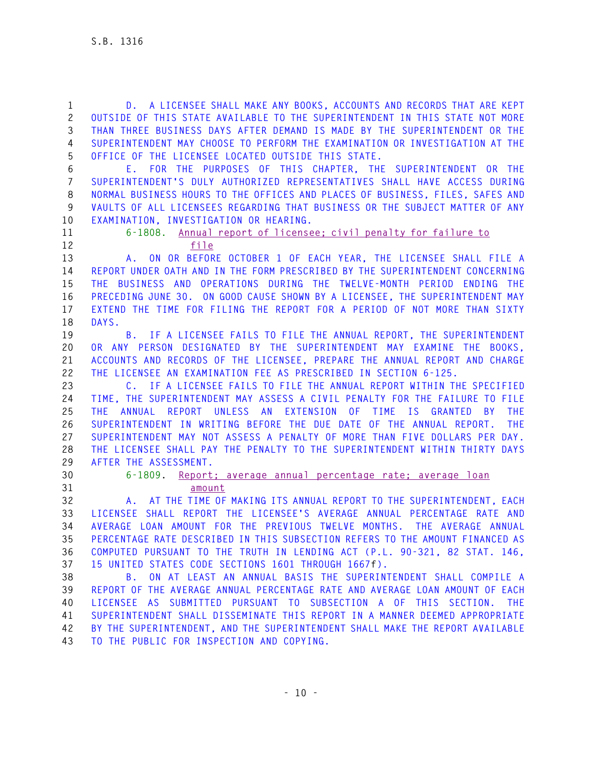D. A LICENSEE SHALL MAKE ANY BOOKS, ACCOUNTS AND RECORDS THAT ARE KEPT OUTSIDE OF THIS STATE AVAILABLE TO THE SUPERINTENDENT IN THIS STATE NOT MORE THAN THREE BUSINESS DAYS AFTER DEMAND IS MADE BY THE SUPERINTENDENT OR THE SUPERINTENDENT MAY CHOOSE TO PERFORM THE EXAMINATION OR INVESTIGATION AT THE OFFICE OF THE LICENSEE LOCATED OUTSIDE THIS STATE.

E. FOR THE PURPOSES OF THIS CHAPTER, THE SUPERINTENDENT OR THE SUPERINTENDENT'S DULY AUTHORIZED REPRESENTATIVES SHALL HAVE ACCESS DURING NORMAL BUSINESS HOURS TO THE OFFICES AND PLACES OF BUSINESS, FILES, SAFES AND VAULTS OF ALL LICENSEES REGARDING THAT BUSINESS OR THE SUBJECT MATTER OF ANY EXAMINATION, INVESTIGATION OR HEARING.

6-1808. Annual report of licensee; civil penalty for failure to file

A. ON OR BEFORE OCTOBER 1 OF EACH YEAR, THE LICENSEE SHALL FILE A REPORT UNDER OATH AND IN THE FORM PRESCRIBED BY THE SUPERINTENDENT CONCERNING THE BUSINESS AND OPERATIONS DURING THE TWELVE-MONTH PERIOD ENDING THE PRECEDING JUNE 30. ON GOOD CAUSE SHOWN BY A LICENSEE, THE SUPERINTENDENT MAY EXTEND THE TIME FOR FILING THE REPORT FOR A PERIOD OF NOT MORE THAN SIXTY DAYS.

B. IF A LICENSEE FAILS TO FILE THE ANNUAL REPORT, THE SUPERINTENDENT OR ANY PERSON DESIGNATED BY THE SUPERINTENDENT MAY EXAMINE THE BOOKS, ACCOUNTS AND RECORDS OF THE LICENSEE, PREPARE THE ANNUAL REPORT AND CHARGE THE LICENSEE AN EXAMINATION FEE AS PRESCRIBED IN SECTION 6-125.

C. IF A LICENSEE FAILS TO FILE THE ANNUAL REPORT WITHIN THE SPECIFIED TIME, THE SUPERINTENDENT MAY ASSESS A CIVIL PENALTY FOR THE FAILURE TO FILE THE ANNUAL REPORT UNLESS AN EXTENSION OF TIME IS GRANTED BY THE SUPERINTENDENT IN WRITING BEFORE THE DUE DATE OF THE ANNUAL REPORT. THE SUPERINTENDENT MAY NOT ASSESS A PENALTY OF MORE THAN FIVE DOLLARS PER DAY. THE LICENSEE SHALL PAY THE PENALTY TO THE SUPERINTENDENT WITHIN THIRTY DAYS AFTER THE ASSESSMENT.

6-1809. Report; average annual percentage rate; average loan amount

A. AT THE TIME OF MAKING ITS ANNUAL REPORT TO THE SUPERINTENDENT, EACH LICENSEE SHALL REPORT THE LICENSEE'S AVERAGE ANNUAL PERCENTAGE RATE AND AVERAGE LOAN AMOUNT FOR THE PREVIOUS TWELVE MONTHS. THE AVERAGE ANNUAL PERCENTAGE RATE DESCRIBED IN THIS SUBSECTION REFERS TO THE AMOUNT FINANCED AS COMPUTED PURSUANT TO THE TRUTH IN LENDING ACT (P.L. 90-321, 82 STAT. 146, 15 UNITED STATES CODE SECTIONS 1601 THROUGH 1667f).

B. ON AT LEAST AN ANNUAL BASIS THE SUPERINTENDENT SHALL COMPILE A REPORT OF THE AVERAGE ANNUAL PERCENTAGE RATE AND AVERAGE LOAN AMOUNT OF EACH LICENSEE AS SUBMITTED PURSUANT TO SUBSECTION A OF THIS SECTION. THE SUPERINTENDENT SHALL DISSEMINATE THIS REPORT IN A MANNER DEEMED APPROPRIATE BY THE SUPERINTENDENT, AND THE SUPERINTENDENT SHALL MAKE THE REPORT AVAILABLE TO THE PUBLIC FOR INSPECTION AND COPYING.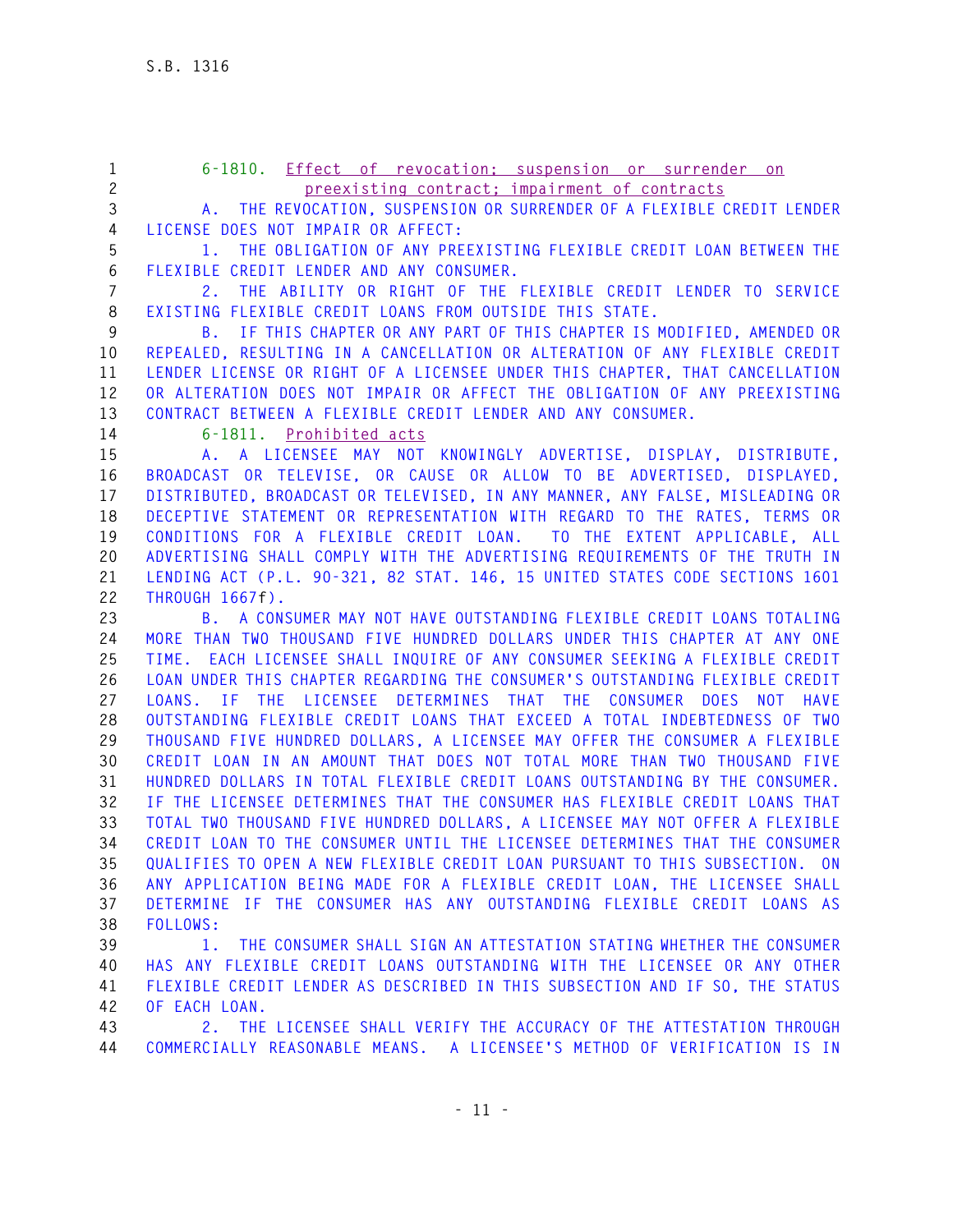6-1810. Effect of revocation; suspension or surrender on preexisting contract; impairment of contracts

A. THE REVOCATION, SUSPENSION OR SURRENDER OF A FLEXIBLE CREDIT LENDER LICENSE DOES NOT IMPAIR OR AFFECT:

1. THE OBLIGATION OF ANY PREEXISTING FLEXIBLE CREDIT LOAN BETWEEN THE FLEXIBLE CREDIT LENDER AND ANY CONSUMER.

2. THE ABILITY OR RIGHT OF THE FLEXIBLE CREDIT LENDER TO SERVICE EXISTING FLEXIBLE CREDIT LOANS FROM OUTSIDE THIS STATE.

B. IF THIS CHAPTER OR ANY PART OF THIS CHAPTER IS MODIFIED, AMENDED OR REPEALED, RESULTING IN A CANCELLATION OR ALTERATION OF ANY FLEXIBLE CREDIT LENDER LICENSE OR RIGHT OF A LICENSEE UNDER THIS CHAPTER, THAT CANCELLATION OR ALTERATION DOES NOT IMPAIR OR AFFECT THE OBLIGATION OF ANY PREEXISTING CONTRACT BETWEEN A FLEXIBLE CREDIT LENDER AND ANY CONSUMER.

6-1811. Prohibited acts

A. A LICENSEE MAY NOT KNOWINGLY ADVERTISE, DISPLAY, DISTRIBUTE, BROADCAST OR TELEVISE, OR CAUSE OR ALLOW TO BE ADVERTISED, DISPLAYED, DISTRIBUTED, BROADCAST OR TELEVISED, IN ANY MANNER, ANY FALSE, MISLEADING OR DECEPTIVE STATEMENT OR REPRESENTATION WITH REGARD TO THE RATES, TERMS OR CONDITIONS FOR A FLEXIBLE CREDIT LOAN. TO THE EXTENT APPLICABLE, ALL ADVERTISING SHALL COMPLY WITH THE ADVERTISING REQUIREMENTS OF THE TRUTH IN LENDING ACT (P.L. 90-321, 82 STAT. 146, 15 UNITED STATES CODE SECTIONS 1601 THROUGH 1667f).

B. A CONSUMER MAY NOT HAVE OUTSTANDING FLEXIBLE CREDIT LOANS TOTALING MORE THAN TWO THOUSAND FIVE HUNDRED DOLLARS UNDER THIS CHAPTER AT ANY ONE TIME. EACH LICENSEE SHALL INQUIRE OF ANY CONSUMER SEEKING A FLEXIBLE CREDIT LOAN UNDER THIS CHAPTER REGARDING THE CONSUMER'S OUTSTANDING FLEXIBLE CREDIT LOANS. IF THE LICENSEE DETERMINES THAT THE CONSUMER DOES NOT HAVE OUTSTANDING FLEXIBLE CREDIT LOANS THAT EXCEED A TOTAL INDEBTEDNESS OF TWO THOUSAND FIVE HUNDRED DOLLARS, A LICENSEE MAY OFFER THE CONSUMER A FLEXIBLE CREDIT LOAN IN AN AMOUNT THAT DOES NOT TOTAL MORE THAN TWO THOUSAND FIVE HUNDRED DOLLARS IN TOTAL FLEXIBLE CREDIT LOANS OUTSTANDING BY THE CONSUMER. IF THE LICENSEE DETERMINES THAT THE CONSUMER HAS FLEXIBLE CREDIT LOANS THAT TOTAL TWO THOUSAND FIVE HUNDRED DOLLARS, A LICENSEE MAY NOT OFFER A FLEXIBLE CREDIT LOAN TO THE CONSUMER UNTIL THE LICENSEE DETERMINES THAT THE CONSUMER QUALIFIES TO OPEN A NEW FLEXIBLE CREDIT LOAN PURSUANT TO THIS SUBSECTION. ON ANY APPLICATION BEING MADE FOR A FLEXIBLE CREDIT LOAN, THE LICENSEE SHALL DETERMINE IF THE CONSUMER HAS ANY OUTSTANDING FLEXIBLE CREDIT LOANS AS FOLLOWS:

1. THE CONSUMER SHALL SIGN AN ATTESTATION STATING WHETHER THE CONSUMER HAS ANY FLEXIBLE CREDIT LOANS OUTSTANDING WITH THE LICENSEE OR ANY OTHER FLEXIBLE CREDIT LENDER AS DESCRIBED IN THIS SUBSECTION AND IF SO, THE STATUS OF EACH LOAN.

2. THE LICENSEE SHALL VERIFY THE ACCURACY OF THE ATTESTATION THROUGH COMMERCIALLY REASONABLE MEANS. A LICENSEE'S METHOD OF VERIFICATION IS IN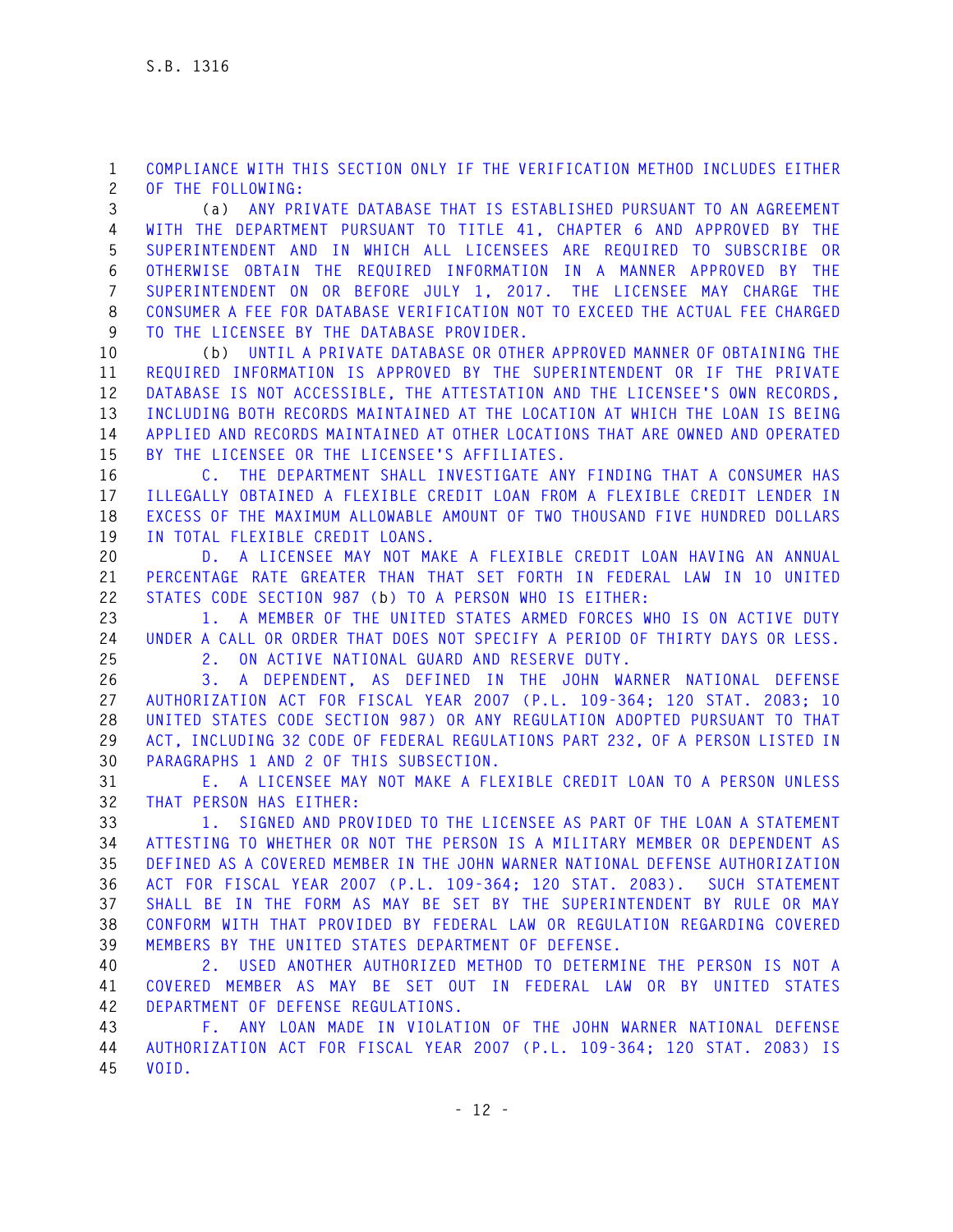COMPLIANCE WITH THIS SECTION ONLY IF THE VERIFICATION METHOD INCLUDES EITHER OF THE FOLLOWING:

(a) ANY PRIVATE DATABASE THAT IS ESTABLISHED PURSUANT TO AN AGREEMENT WITH THE DEPARTMENT PURSUANT TO TITLE 41, CHAPTER 6 AND APPROVED BY THE SUPERINTENDENT AND IN WHICH ALL LICENSEES ARE REQUIRED TO SUBSCRIBE OR OTHERWISE OBTAIN THE REQUIRED INFORMATION IN A MANNER APPROVED BY THE SUPERINTENDENT ON OR BEFORE JULY 1, 2017. THE LICENSEE MAY CHARGE THE CONSUMER A FEE FOR DATABASE VERIFICATION NOT TO EXCEED THE ACTUAL FEE CHARGED TO THE LICENSEE BY THE DATABASE PROVIDER.

(b) UNTIL A PRIVATE DATABASE OR OTHER APPROVED MANNER OF OBTAINING THE REQUIRED INFORMATION IS APPROVED BY THE SUPERINTENDENT OR IF THE PRIVATE DATABASE IS NOT ACCESSIBLE, THE ATTESTATION AND THE LICENSEE'S OWN RECORDS, INCLUDING BOTH RECORDS MAINTAINED AT THE LOCATION AT WHICH THE LOAN IS BEING APPLIED AND RECORDS MAINTAINED AT OTHER LOCATIONS THAT ARE OWNED AND OPERATED BY THE LICENSEE OR THE LICENSEE'S AFFILIATES.

C. THE DEPARTMENT SHALL INVESTIGATE ANY FINDING THAT A CONSUMER HAS ILLEGALLY OBTAINED A FLEXIBLE CREDIT LOAN FROM A FLEXIBLE CREDIT LENDER IN EXCESS OF THE MAXIMUM ALLOWABLE AMOUNT OF TWO THOUSAND FIVE HUNDRED DOLLARS IN TOTAL FLEXIBLE CREDIT LOANS.

D. A LICENSEE MAY NOT MAKE A FLEXIBLE CREDIT LOAN HAVING AN ANNUAL PERCENTAGE RATE GREATER THAN THAT SET FORTH IN FEDERAL LAW IN 10 UNITED STATES CODE SECTION 987 (b) TO A PERSON WHO IS EITHER:

1. A MEMBER OF THE UNITED STATES ARMED FORCES WHO IS ON ACTIVE DUTY UNDER A CALL OR ORDER THAT DOES NOT SPECIFY A PERIOD OF THIRTY DAYS OR LESS.

2. ON ACTIVE NATIONAL GUARD AND RESERVE DUTY.

3. A DEPENDENT, AS DEFINED IN THE JOHN WARNER NATIONAL DEFENSE AUTHORIZATION ACT FOR FISCAL YEAR 2007 (P.L. 109-364; 120 STAT. 2083; 10 UNITED STATES CODE SECTION 987) OR ANY REGULATION ADOPTED PURSUANT TO THAT ACT, INCLUDING 32 CODE OF FEDERAL REGULATIONS PART 232, OF A PERSON LISTED IN PARAGRAPHS 1 AND 2 OF THIS SUBSECTION.

E. A LICENSEE MAY NOT MAKE A FLEXIBLE CREDIT LOAN TO A PERSON UNLESS THAT PERSON HAS EITHER:

1. SIGNED AND PROVIDED TO THE LICENSEE AS PART OF THE LOAN A STATEMENT ATTESTING TO WHETHER OR NOT THE PERSON IS A MILITARY MEMBER OR DEPENDENT AS DEFINED AS A COVERED MEMBER IN THE JOHN WARNER NATIONAL DEFENSE AUTHORIZATION ACT FOR FISCAL YEAR 2007 (P.L. 109-364; 120 STAT. 2083). SUCH STATEMENT SHALL BE IN THE FORM AS MAY BE SET BY THE SUPERINTENDENT BY RULE OR MAY CONFORM WITH THAT PROVIDED BY FEDERAL LAW OR REGULATION REGARDING COVERED MEMBERS BY THE UNITED STATES DEPARTMENT OF DEFENSE.

2. USED ANOTHER AUTHORIZED METHOD TO DETERMINE THE PERSON IS NOT A COVERED MEMBER AS MAY BE SET OUT IN FEDERAL LAW OR BY UNITED STATES DEPARTMENT OF DEFENSE REGULATIONS.

F. ANY LOAN MADE IN VIOLATION OF THE JOHN WARNER NATIONAL DEFENSE AUTHORIZATION ACT FOR FISCAL YEAR 2007 (P.L. 109-364; 120 STAT. 2083) IS VOID.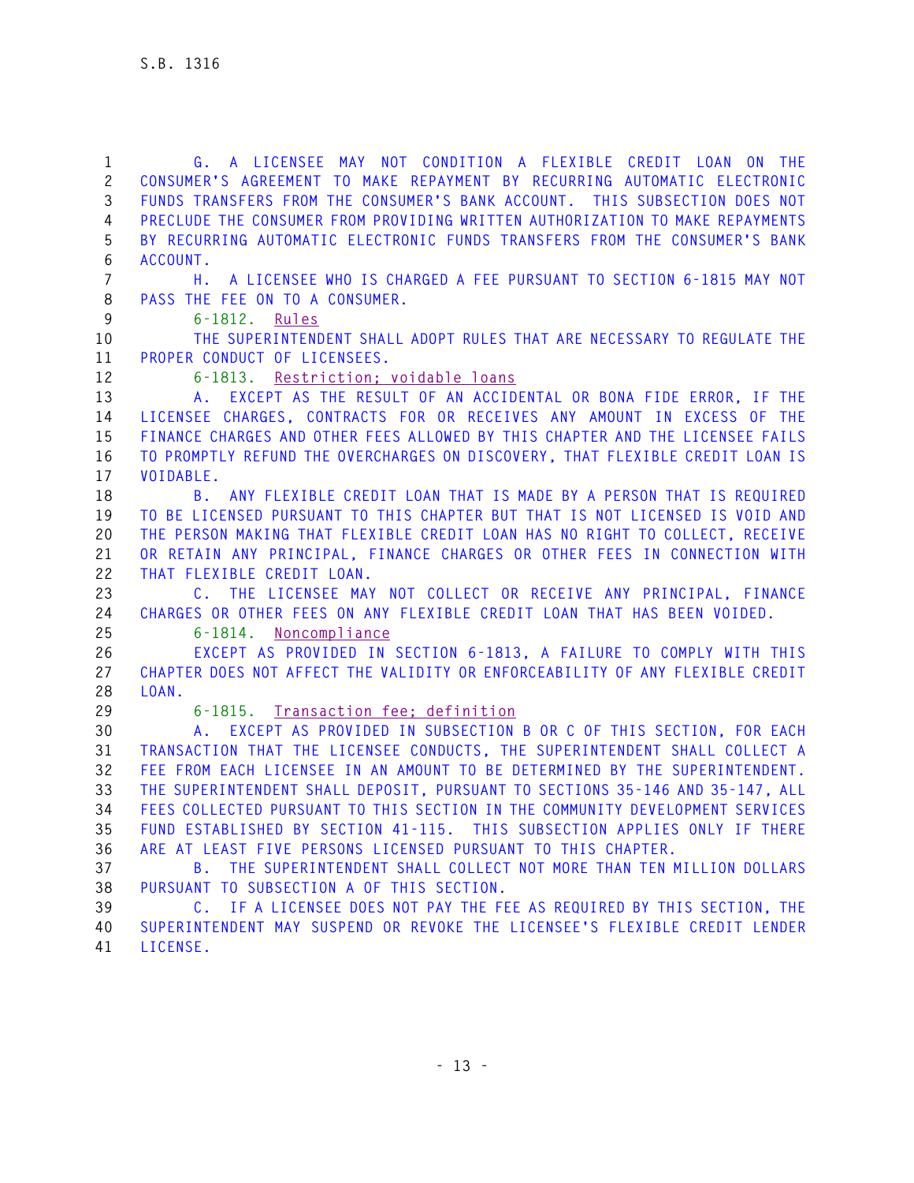G. A LICENSEE MAY NOT CONDITION A FLEXIBLE CREDIT LOAN ON THE CONSUMER'S AGREEMENT TO MAKE REPAYMENT BY RECURRING AUTOMATIC ELECTRONIC FUNDS TRANSFERS FROM THE CONSUMER'S BANK ACCOUNT. THIS SUBSECTION DOES NOT PRECLUDE THE CONSUMER FROM PROVIDING WRITTEN AUTHORIZATION TO MAKE REPAYMENTS BY RECURRING AUTOMATIC ELECTRONIC FUNDS TRANSFERS FROM THE CONSUMER'S BANK ACCOUNT.

H. A LICENSEE WHO IS CHARGED A FEE PURSUANT TO SECTION 6-1815 MAY NOT PASS THE FEE ON TO A CONSUMER.

6-1812. Rules

THE SUPERINTENDENT SHALL ADOPT RULES THAT ARE NECESSARY TO REGULATE THE PROPER CONDUCT OF LICENSEES.

6-1813. Restriction; voidable loans

A. EXCEPT AS THE RESULT OF AN ACCIDENTAL OR BONA FIDE ERROR, IF THE LICENSEE CHARGES, CONTRACTS FOR OR RECEIVES ANY AMOUNT IN EXCESS OF THE FINANCE CHARGES AND OTHER FEES ALLOWED BY THIS CHAPTER AND THE LICENSEE FAILS TO PROMPTLY REFUND THE OVERCHARGES ON DISCOVERY, THAT FLEXIBLE CREDIT LOAN IS VOIDABLE.

B. ANY FLEXIBLE CREDIT LOAN THAT IS MADE BY A PERSON THAT IS REQUIRED TO BE LICENSED PURSUANT TO THIS CHAPTER BUT THAT IS NOT LICENSED IS VOID AND THE PERSON MAKING THAT FLEXIBLE CREDIT LOAN HAS NO RIGHT TO COLLECT, RECEIVE OR RETAIN ANY PRINCIPAL, FINANCE CHARGES OR OTHER FEES IN CONNECTION WITH THAT FLEXIBLE CREDIT LOAN.

C. THE LICENSEE MAY NOT COLLECT OR RECEIVE ANY PRINCIPAL, FINANCE CHARGES OR OTHER FEES ON ANY FLEXIBLE CREDIT LOAN THAT HAS BEEN VOIDED.

6-1814. Noncompliance

EXCEPT AS PROVIDED IN SECTION 6-1813, A FAILURE TO COMPLY WITH THIS CHAPTER DOES NOT AFFECT THE VALIDITY OR ENFORCEABILITY OF ANY FLEXIBLE CREDIT LOAN.

6-1815. Transaction fee; definition

A. EXCEPT AS PROVIDED IN SUBSECTION B OR C OF THIS SECTION, FOR EACH TRANSACTION THAT THE LICENSEE CONDUCTS, THE SUPERINTENDENT SHALL COLLECT A FEE FROM EACH LICENSEE IN AN AMOUNT TO BE DETERMINED BY THE SUPERINTENDENT. THE SUPERINTENDENT SHALL DEPOSIT, PURSUANT TO SECTIONS 35-146 AND 35-147, ALL FEES COLLECTED PURSUANT TO THIS SECTION IN THE COMMUNITY DEVELOPMENT SERVICES FUND ESTABLISHED BY SECTION 41-115. THIS SUBSECTION APPLIES ONLY IF THERE ARE AT LEAST FIVE PERSONS LICENSED PURSUANT TO THIS CHAPTER.

B. THE SUPERINTENDENT SHALL COLLECT NOT MORE THAN TEN MILLION DOLLARS PURSUANT TO SUBSECTION A OF THIS SECTION.

C. IF A LICENSEE DOES NOT PAY THE FEE AS REQUIRED BY THIS SECTION, THE SUPERINTENDENT MAY SUSPEND OR REVOKE THE LICENSEE'S FLEXIBLE CREDIT LENDER LICENSE.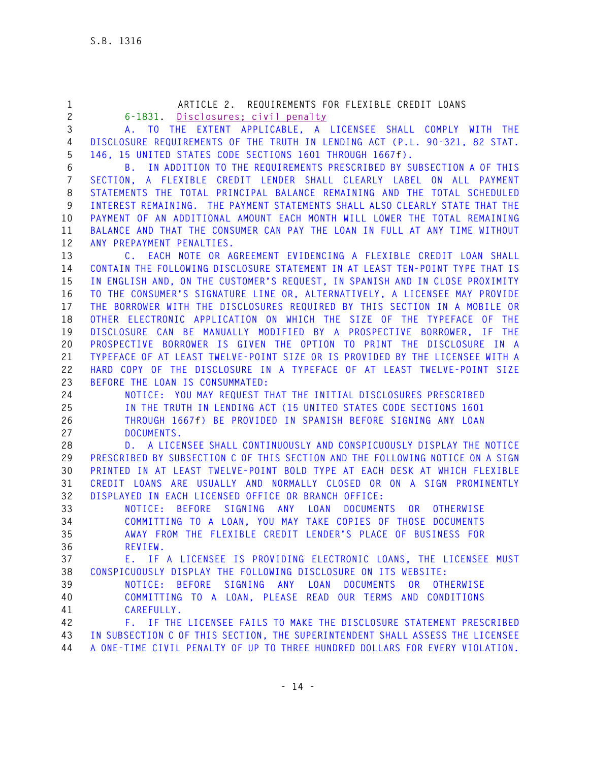ARTICLE 2. REQUIREMENTS FOR FLEXIBLE CREDIT LOANS

6-1831. Disclosures; civil penalty

A. TO THE EXTENT APPLICABLE, A LICENSEE SHALL COMPLY WITH THE DISCLOSURE REQUIREMENTS OF THE TRUTH IN LENDING ACT (P.L. 90-321, 82 STAT. 146, 15 UNITED STATES CODE SECTIONS 1601 THROUGH 1667f).

B. IN ADDITION TO THE REQUIREMENTS PRESCRIBED BY SUBSECTION A OF THIS SECTION, A FLEXIBLE CREDIT LENDER SHALL CLEARLY LABEL ON ALL PAYMENT STATEMENTS THE TOTAL PRINCIPAL BALANCE REMAINING AND THE TOTAL SCHEDULED INTEREST REMAINING. THE PAYMENT STATEMENTS SHALL ALSO CLEARLY STATE THAT THE PAYMENT OF AN ADDITIONAL AMOUNT EACH MONTH WILL LOWER THE TOTAL REMAINING BALANCE AND THAT THE CONSUMER CAN PAY THE LOAN IN FULL AT ANY TIME WITHOUT ANY PREPAYMENT PENALTIES.

C. EACH NOTE OR AGREEMENT EVIDENCING A FLEXIBLE CREDIT LOAN SHALL CONTAIN THE FOLLOWING DISCLOSURE STATEMENT IN AT LEAST TEN-POINT TYPE THAT IS IN ENGLISH AND, ON THE CUSTOMER'S REQUEST, IN SPANISH AND IN CLOSE PROXIMITY TO THE CONSUMER'S SIGNATURE LINE OR, ALTERNATIVELY, A LICENSEE MAY PROVIDE THE BORROWER WITH THE DISCLOSURES REQUIRED BY THIS SECTION IN A MOBILE OR OTHER ELECTRONIC APPLICATION ON WHICH THE SIZE OF THE TYPEFACE OF THE DISCLOSURE CAN BE MANUALLY MODIFIED BY A PROSPECTIVE BORROWER, IF THE PROSPECTIVE BORROWER IS GIVEN THE OPTION TO PRINT THE DISCLOSURE IN A TYPEFACE OF AT LEAST TWELVE-POINT SIZE OR IS PROVIDED BY THE LICENSEE WITH A HARD COPY OF THE DISCLOSURE IN A TYPEFACE OF AT LEAST TWELVE-POINT SIZE BEFORE THE LOAN IS CONSUMMATED:

> NOTICE: YOU MAY REQUEST THAT THE INITIAL DISCLOSURES PRESCRIBED IN THE TRUTH IN LENDING ACT (15 UNITED STATES CODE SECTIONS 1601 THROUGH 1667f) BE PROVIDED IN SPANISH BEFORE SIGNING ANY LOAN DOCUMENTS.

D. A LICENSEE SHALL CONTINUOUSLY AND CONSPICUOUSLY DISPLAY THE NOTICE PRESCRIBED BY SUBSECTION C OF THIS SECTION AND THE FOLLOWING NOTICE ON A SIGN PRINTED IN AT LEAST TWELVE-POINT BOLD TYPE AT EACH DESK AT WHICH FLEXIBLE CREDIT LOANS ARE USUALLY AND NORMALLY CLOSED OR ON A SIGN PROMINENTLY DISPLAYED IN EACH LICENSED OFFICE OR BRANCH OFFICE:

> NOTICE: BEFORE SIGNING ANY LOAN DOCUMENTS OR OTHERWISE COMMITTING TO A LOAN, YOU MAY TAKE COPIES OF THOSE DOCUMENTS AWAY FROM THE FLEXIBLE CREDIT LENDER'S PLACE OF BUSINESS FOR REVIEW.

E. IF A LICENSEE IS PROVIDING ELECTRONIC LOANS, THE LICENSEE MUST CONSPICUOUSLY DISPLAY THE FOLLOWING DISCLOSURE ON ITS WEBSITE:

> NOTICE: BEFORE SIGNING ANY LOAN DOCUMENTS OR OTHERWISE COMMITTING TO A LOAN, PLEASE READ OUR TERMS AND CONDITIONS CAREFULLY.

F. IF THE LICENSEE FAILS TO MAKE THE DISCLOSURE STATEMENT PRESCRIBED IN SUBSECTION C OF THIS SECTION, THE SUPERINTENDENT SHALL ASSESS THE LICENSEE A ONE-TIME CIVIL PENALTY OF UP TO THREE HUNDRED DOLLARS FOR EVERY VIOLATION.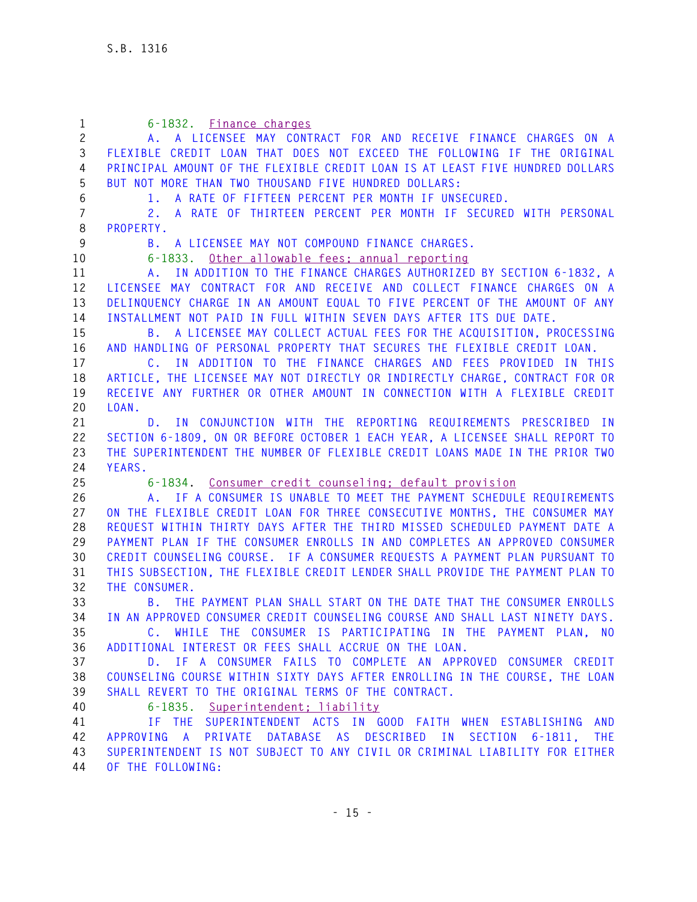6-1832. Finance charges

A. A LICENSEE MAY CONTRACT FOR AND RECEIVE FINANCE CHARGES ON A FLEXIBLE CREDIT LOAN THAT DOES NOT EXCEED THE FOLLOWING IF THE ORIGINAL PRINCIPAL AMOUNT OF THE FLEXIBLE CREDIT LOAN IS AT LEAST FIVE HUNDRED DOLLARS BUT NOT MORE THAN TWO THOUSAND FIVE HUNDRED DOLLARS:

1. A RATE OF FIFTEEN PERCENT PER MONTH IF UNSECURED.

2. A RATE OF THIRTEEN PERCENT PER MONTH IF SECURED WITH PERSONAL PROPERTY.

B. A LICENSEE MAY NOT COMPOUND FINANCE CHARGES.

6-1833. Other allowable fees; annual reporting

A. IN ADDITION TO THE FINANCE CHARGES AUTHORIZED BY SECTION 6-1832, A LICENSEE MAY CONTRACT FOR AND RECEIVE AND COLLECT FINANCE CHARGES ON A DELINQUENCY CHARGE IN AN AMOUNT EQUAL TO FIVE PERCENT OF THE AMOUNT OF ANY INSTALLMENT NOT PAID IN FULL WITHIN SEVEN DAYS AFTER ITS DUE DATE.

B. A LICENSEE MAY COLLECT ACTUAL FEES FOR THE ACQUISITION, PROCESSING AND HANDLING OF PERSONAL PROPERTY THAT SECURES THE FLEXIBLE CREDIT LOAN.

C. IN ADDITION TO THE FINANCE CHARGES AND FEES PROVIDED IN THIS ARTICLE, THE LICENSEE MAY NOT DIRECTLY OR INDIRECTLY CHARGE, CONTRACT FOR OR RECEIVE ANY FURTHER OR OTHER AMOUNT IN CONNECTION WITH A FLEXIBLE CREDIT LOAN.

D. IN CONJUNCTION WITH THE REPORTING REQUIREMENTS PRESCRIBED IN SECTION 6-1809, ON OR BEFORE OCTOBER 1 EACH YEAR, A LICENSEE SHALL REPORT TO THE SUPERINTENDENT THE NUMBER OF FLEXIBLE CREDIT LOANS MADE IN THE PRIOR TWO YEARS.

6-1834. Consumer credit counseling; default provision

A. IF A CONSUMER IS UNABLE TO MEET THE PAYMENT SCHEDULE REQUIREMENTS ON THE FLEXIBLE CREDIT LOAN FOR THREE CONSECUTIVE MONTHS, THE CONSUMER MAY REQUEST WITHIN THIRTY DAYS AFTER THE THIRD MISSED SCHEDULED PAYMENT DATE A PAYMENT PLAN IF THE CONSUMER ENROLLS IN AND COMPLETES AN APPROVED CONSUMER CREDIT COUNSELING COURSE. IF A CONSUMER REQUESTS A PAYMENT PLAN PURSUANT TO THIS SUBSECTION, THE FLEXIBLE CREDIT LENDER SHALL PROVIDE THE PAYMENT PLAN TO THE CONSUMER.

B. THE PAYMENT PLAN SHALL START ON THE DATE THAT THE CONSUMER ENROLLS IN AN APPROVED CONSUMER CREDIT COUNSELING COURSE AND SHALL LAST NINETY DAYS.

C. WHILE THE CONSUMER IS PARTICIPATING IN THE PAYMENT PLAN, NO ADDITIONAL INTEREST OR FEES SHALL ACCRUE ON THE LOAN.

D. IF A CONSUMER FAILS TO COMPLETE AN APPROVED CONSUMER CREDIT COUNSELING COURSE WITHIN SIXTY DAYS AFTER ENROLLING IN THE COURSE, THE LOAN SHALL REVERT TO THE ORIGINAL TERMS OF THE CONTRACT.

6-1835. Superintendent; liability

IF THE SUPERINTENDENT ACTS IN GOOD FAITH WHEN ESTABLISHING AND APPROVING A PRIVATE DATABASE AS DESCRIBED IN SECTION 6-1811, THE SUPERINTENDENT IS NOT SUBJECT TO ANY CIVIL OR CRIMINAL LIABILITY FOR EITHER OF THE FOLLOWING: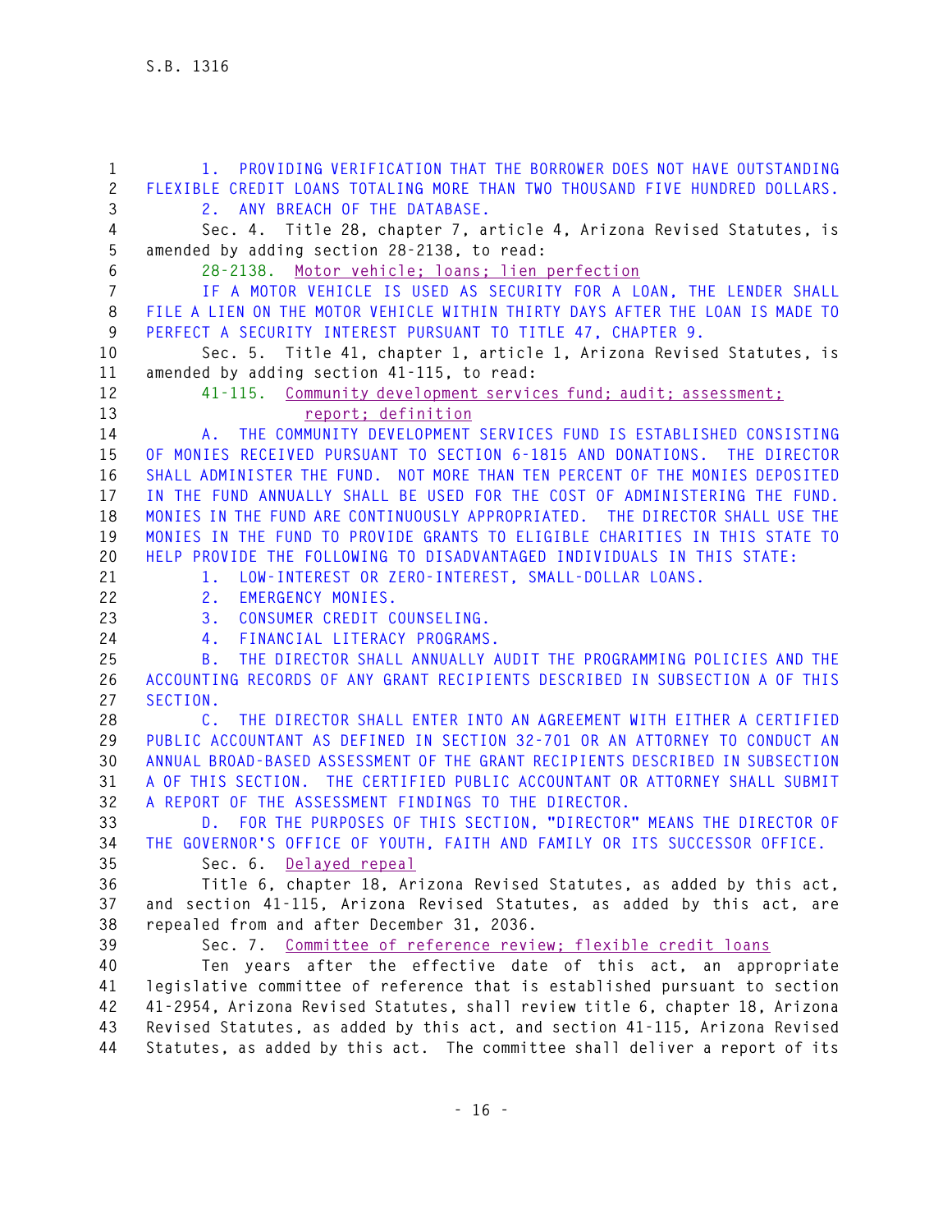1. PROVIDING VERIFICATION THAT THE BORROWER DOES NOT HAVE OUTSTANDING FLEXIBLE CREDIT LOANS TOTALING MORE THAN TWO THOUSAND FIVE HUNDRED DOLLARS.

2. ANY BREACH OF THE DATABASE.

Sec. 4. Title 28, chapter 7, article 4, Arizona Revised Statutes, is amended by adding section 28-2138, to read:

28-2138. Motor vehicle; loans; lien perfection

IF A MOTOR VEHICLE IS USED AS SECURITY FOR A LOAN, THE LENDER SHALL FILE A LIEN ON THE MOTOR VEHICLE WITHIN THIRTY DAYS AFTER THE LOAN IS MADE TO PERFECT A SECURITY INTEREST PURSUANT TO TITLE 47, CHAPTER 9.

Sec. 5. Title 41, chapter 1, article 1, Arizona Revised Statutes, is amended by adding section 41-115, to read:

41-115. Community development services fund; audit; assessment; report; definition

A. THE COMMUNITY DEVELOPMENT SERVICES FUND IS ESTABLISHED CONSISTING OF MONIES RECEIVED PURSUANT TO SECTION 6-1815 AND DONATIONS. THE DIRECTOR SHALL ADMINISTER THE FUND. NOT MORE THAN TEN PERCENT OF THE MONIES DEPOSITED IN THE FUND ANNUALLY SHALL BE USED FOR THE COST OF ADMINISTERING THE FUND. MONIES IN THE FUND ARE CONTINUOUSLY APPROPRIATED. THE DIRECTOR SHALL USE THE MONIES IN THE FUND TO PROVIDE GRANTS TO ELIGIBLE CHARITIES IN THIS STATE TO HELP PROVIDE THE FOLLOWING TO DISADVANTAGED INDIVIDUALS IN THIS STATE:

1. LOW-INTEREST OR ZERO-INTEREST, SMALL-DOLLAR LOANS.

2. EMERGENCY MONIES.

3. CONSUMER CREDIT COUNSELING.

4. FINANCIAL LITERACY PROGRAMS.

B. THE DIRECTOR SHALL ANNUALLY AUDIT THE PROGRAMMING POLICIES AND THE ACCOUNTING RECORDS OF ANY GRANT RECIPIENTS DESCRIBED IN SUBSECTION A OF THIS SECTION.

C. THE DIRECTOR SHALL ENTER INTO AN AGREEMENT WITH EITHER A CERTIFIED PUBLIC ACCOUNTANT AS DEFINED IN SECTION 32-701 OR AN ATTORNEY TO CONDUCT AN ANNUAL BROAD-BASED ASSESSMENT OF THE GRANT RECIPIENTS DESCRIBED IN SUBSECTION A OF THIS SECTION. THE CERTIFIED PUBLIC ACCOUNTANT OR ATTORNEY SHALL SUBMIT A REPORT OF THE ASSESSMENT FINDINGS TO THE DIRECTOR.

D. FOR THE PURPOSES OF THIS SECTION, "DIRECTOR" MEANS THE DIRECTOR OF THE GOVERNOR'S OFFICE OF YOUTH, FAITH AND FAMILY OR ITS SUCCESSOR OFFICE.

Sec. 6. Delayed repeal

Title 6, chapter 18, Arizona Revised Statutes, as added by this act, and section 41-115, Arizona Revised Statutes, as added by this act, are repealed from and after December 31, 2036.

Sec. 7. Committee of reference review; flexible credit loans

Ten years after the effective date of this act, an appropriate legislative committee of reference that is established pursuant to section 41-2954, Arizona Revised Statutes, shall review title 6, chapter 18, Arizona Revised Statutes, as added by this act, and section 41-115, Arizona Revised Statutes, as added by this act. The committee shall deliver a report of its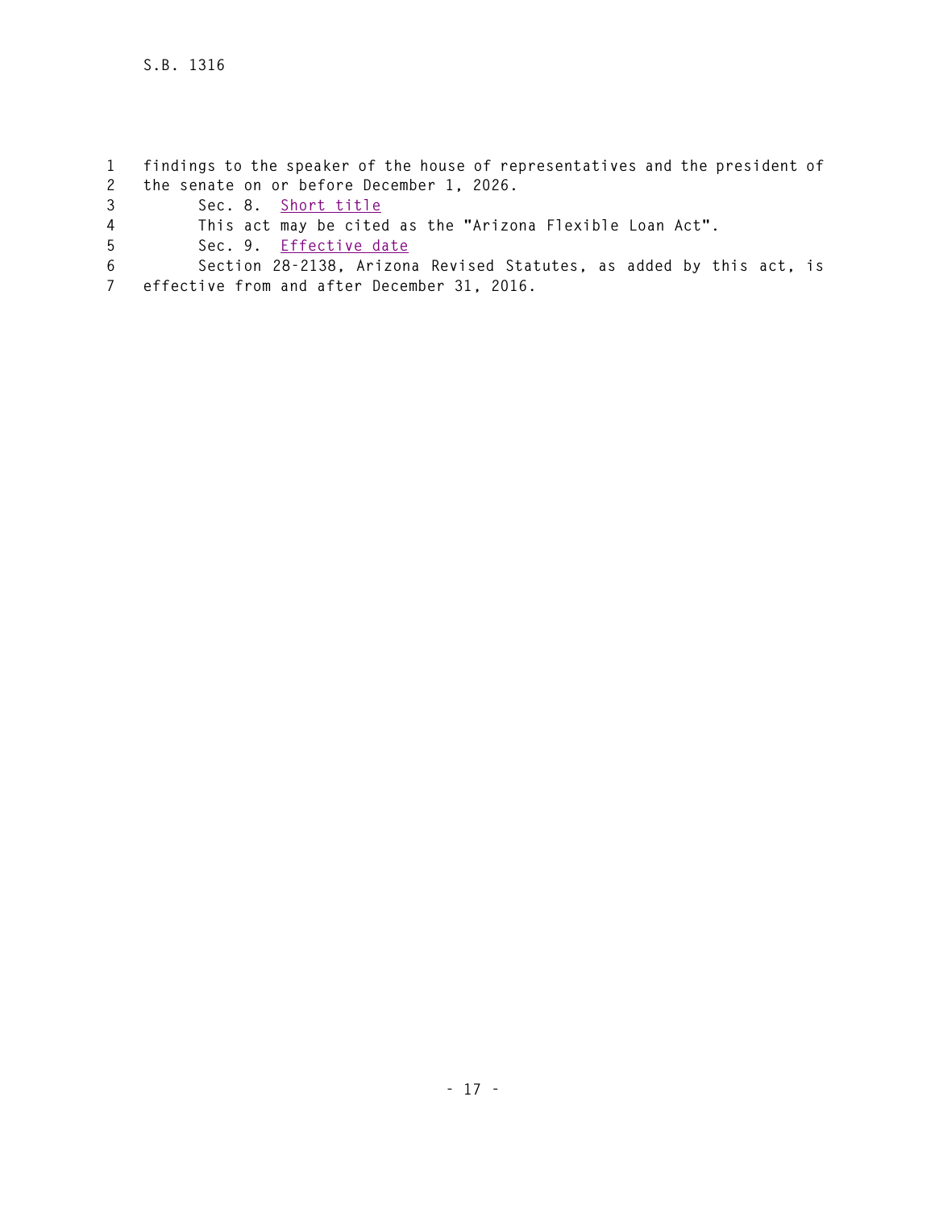findings to the speaker of the house of representatives and the president of the senate on or before December 1, 2026.

Sec. 8. Short title

This act may be cited as the "Arizona Flexible Loan Act".

Sec. 9. Effective date

Section 28-2138, Arizona Revised Statutes, as added by this act, is effective from and after December 31, 2016.